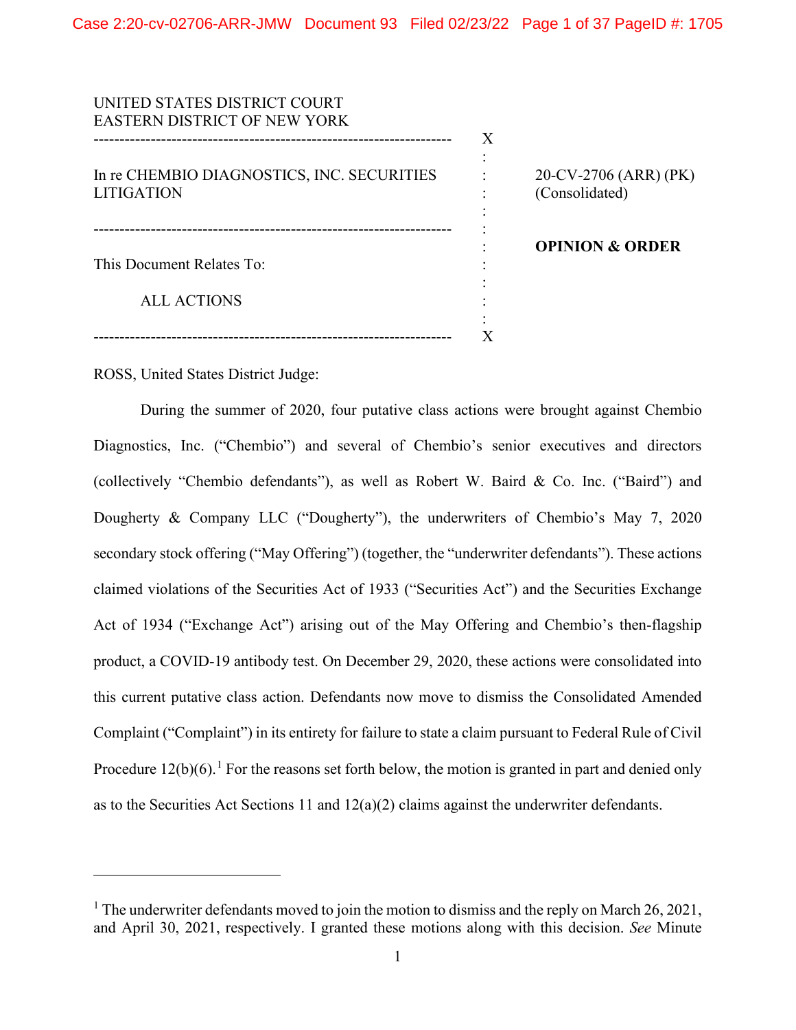UNITED STATES DISTRICT COURT
EASTERN DISTRICT OF NEW YORK

In re CHEMBIO DIAGNOSTICS, INC. SECURITIES LITIGATION

20-CV-2706 (ARR) (PK)
(Consolidated)

This Document Relates To:

ALL ACTIONS

**OPINION & ORDER**

ROSS, United States District Judge:

During the summer of 2020, four putative class actions were brought against Chembio Diagnostics, Inc. ("Chembio") and several of Chembio's senior executives and directors (collectively "Chembio defendants"), as well as Robert W. Baird & Co. Inc. ("Baird") and Dougherty & Company LLC ("Dougherty"), the underwriters of Chembio's May 7, 2020 secondary stock offering ("May Offering") (together, the "underwriter defendants"). These actions claimed violations of the Securities Act of 1933 ("Securities Act") and the Securities Exchange Act of 1934 ("Exchange Act") arising out of the May Offering and Chembio's then-flagship product, a COVID-19 antibody test. On December 29, 2020, these actions were consolidated into this current putative class action. Defendants now move to dismiss the Consolidated Amended Complaint ("Complaint") in its entirety for failure to state a claim pursuant to Federal Rule of Civil Procedure 12(b)(6).[1] For the reasons set forth below, the motion is granted in part and denied only as to the Securities Act Sections 11 and 12(a)(2) claims against the underwriter defendants.

[1] The underwriter defendants moved to join the motion to dismiss and the reply on March 26, 2021, and April 30, 2021, respectively. I granted these motions along with this decision. *See* Minute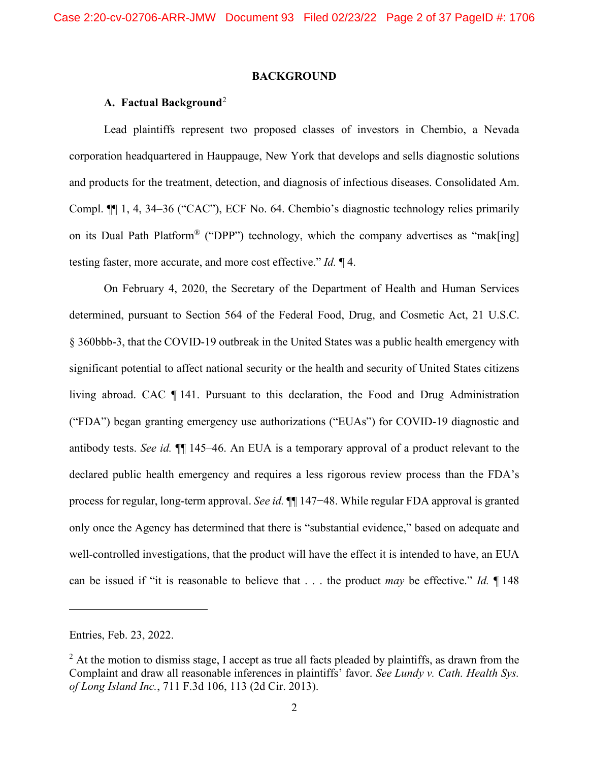## BACKGROUND

### A. Factual Background[2]

Lead plaintiffs represent two proposed classes of investors in Chembio, a Nevada corporation headquartered in Hauppauge, New York that develops and sells diagnostic solutions and products for the treatment, detection, and diagnosis of infectious diseases. Consolidated Am. Compl. ¶¶ 1, 4, 34–36 ("CAC"), ECF No. 64. Chembio's diagnostic technology relies primarily on its Dual Path Platform® ("DPP") technology, which the company advertises as "mak[ing] testing faster, more accurate, and more cost effective." *Id.* ¶ 4.

On February 4, 2020, the Secretary of the Department of Health and Human Services determined, pursuant to Section 564 of the Federal Food, Drug, and Cosmetic Act, 21 U.S.C. § 360bbb-3, that the COVID-19 outbreak in the United States was a public health emergency with significant potential to affect national security or the health and security of United States citizens living abroad. CAC ¶ 141. Pursuant to this declaration, the Food and Drug Administration ("FDA") began granting emergency use authorizations ("EUAs") for COVID-19 diagnostic and antibody tests. *See id.* ¶¶ 145–46. An EUA is a temporary approval of a product relevant to the declared public health emergency and requires a less rigorous review process than the FDA's process for regular, long-term approval. *See id.* ¶¶ 147−48. While regular FDA approval is granted only once the Agency has determined that there is "substantial evidence," based on adequate and well-controlled investigations, that the product will have the effect it is intended to have, an EUA can be issued if "it is reasonable to believe that . . . the product *may* be effective." *Id.* ¶ 148

---

Entries, Feb. 23, 2022.

[2] At the motion to dismiss stage, I accept as true all facts pleaded by plaintiffs, as drawn from the Complaint and draw all reasonable inferences in plaintiffs' favor. *See Lundy v. Cath. Health Sys. of Long Island Inc.*, 711 F.3d 106, 113 (2d Cir. 2013).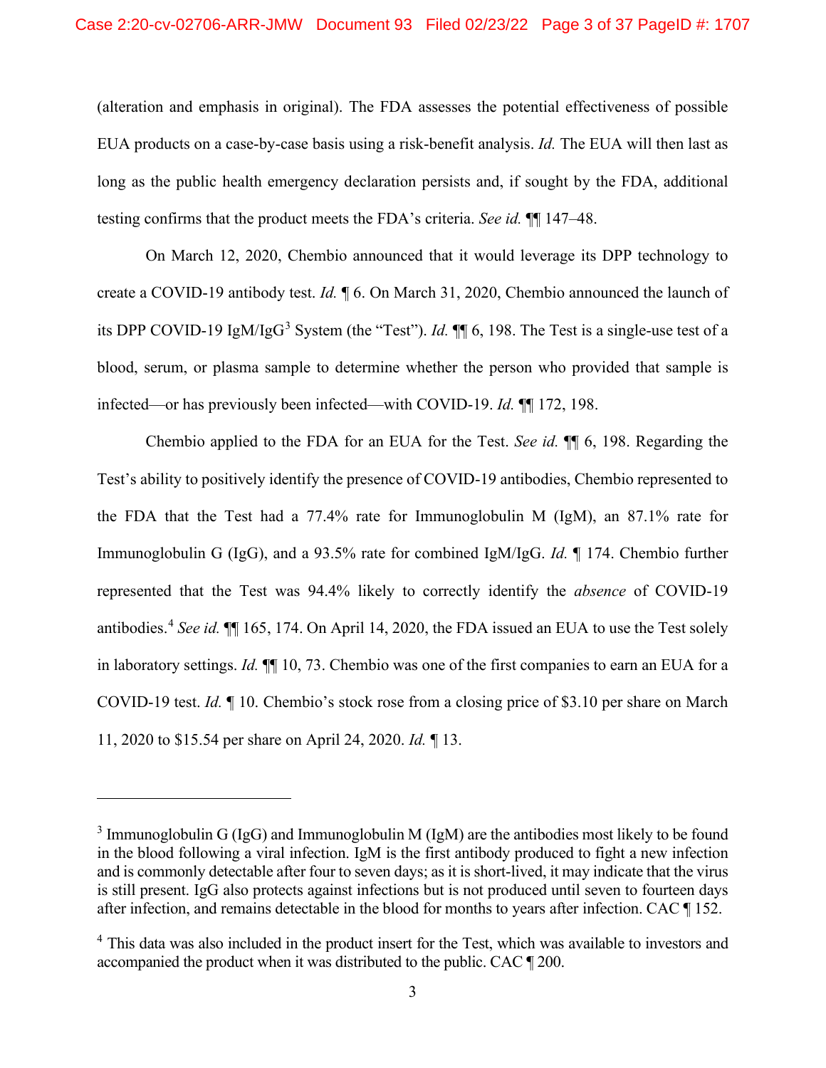(alteration and emphasis in original). The FDA assesses the potential effectiveness of possible EUA products on a case-by-case basis using a risk-benefit analysis. *Id.* The EUA will then last as long as the public health emergency declaration persists and, if sought by the FDA, additional testing confirms that the product meets the FDA's criteria. *See id.* ¶¶ 147–48.

On March 12, 2020, Chembio announced that it would leverage its DPP technology to create a COVID-19 antibody test. *Id.* ¶ 6. On March 31, 2020, Chembio announced the launch of its DPP COVID-19 IgM/IgG[3] System (the "Test"). *Id.* ¶¶ 6, 198. The Test is a single-use test of a blood, serum, or plasma sample to determine whether the person who provided that sample is infected—or has previously been infected—with COVID-19. *Id.* ¶¶ 172, 198.

Chembio applied to the FDA for an EUA for the Test. *See id.* ¶¶ 6, 198. Regarding the Test's ability to positively identify the presence of COVID-19 antibodies, Chembio represented to the FDA that the Test had a 77.4% rate for Immunoglobulin M (IgM), an 87.1% rate for Immunoglobulin G (IgG), and a 93.5% rate for combined IgM/IgG. *Id.* ¶ 174. Chembio further represented that the Test was 94.4% likely to correctly identify the *absence* of COVID-19 antibodies.[4] *See id.* ¶¶ 165, 174. On April 14, 2020, the FDA issued an EUA to use the Test solely in laboratory settings. *Id.* ¶¶ 10, 73. Chembio was one of the first companies to earn an EUA for a COVID-19 test. *Id.* ¶ 10. Chembio's stock rose from a closing price of $3.10 per share on March 11, 2020 to $15.54 per share on April 24, 2020. *Id.* ¶ 13.

---

[3] Immunoglobulin G (IgG) and Immunoglobulin M (IgM) are the antibodies most likely to be found in the blood following a viral infection. IgM is the first antibody produced to fight a new infection and is commonly detectable after four to seven days; as it is short-lived, it may indicate that the virus is still present. IgG also protects against infections but is not produced until seven to fourteen days after infection, and remains detectable in the blood for months to years after infection. CAC ¶ 152.

[4] This data was also included in the product insert for the Test, which was available to investors and accompanied the product when it was distributed to the public. CAC ¶ 200.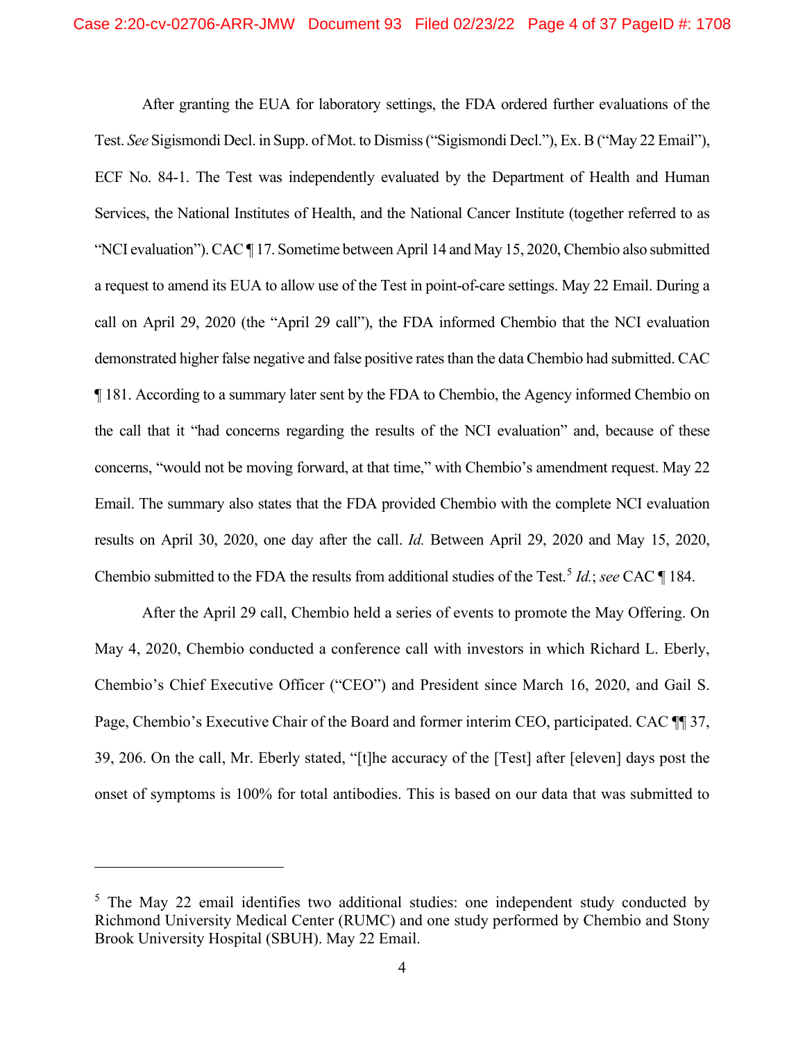After granting the EUA for laboratory settings, the FDA ordered further evaluations of the Test. *See* Sigismondi Decl. in Supp. of Mot. to Dismiss ("Sigismondi Decl."), Ex. B ("May 22 Email"), ECF No. 84-1. The Test was independently evaluated by the Department of Health and Human Services, the National Institutes of Health, and the National Cancer Institute (together referred to as "NCI evaluation"). CAC ¶ 17. Sometime between April 14 and May 15, 2020, Chembio also submitted a request to amend its EUA to allow use of the Test in point-of-care settings. May 22 Email. During a call on April 29, 2020 (the "April 29 call"), the FDA informed Chembio that the NCI evaluation demonstrated higher false negative and false positive rates than the data Chembio had submitted. CAC ¶ 181. According to a summary later sent by the FDA to Chembio, the Agency informed Chembio on the call that it "had concerns regarding the results of the NCI evaluation" and, because of these concerns, "would not be moving forward, at that time," with Chembio's amendment request. May 22 Email. The summary also states that the FDA provided Chembio with the complete NCI evaluation results on April 30, 2020, one day after the call. *Id.* Between April 29, 2020 and May 15, 2020, Chembio submitted to the FDA the results from additional studies of the Test.[5] *Id.*; *see* CAC ¶ 184.

After the April 29 call, Chembio held a series of events to promote the May Offering. On May 4, 2020, Chembio conducted a conference call with investors in which Richard L. Eberly, Chembio's Chief Executive Officer ("CEO") and President since March 16, 2020, and Gail S. Page, Chembio's Executive Chair of the Board and former interim CEO, participated. CAC ¶¶ 37, 39, 206. On the call, Mr. Eberly stated, "[t]he accuracy of the [Test] after [eleven] days post the onset of symptoms is 100% for total antibodies. This is based on our data that was submitted to

---

[5] The May 22 email identifies two additional studies: one independent study conducted by Richmond University Medical Center (RUMC) and one study performed by Chembio and Stony Brook University Hospital (SBUH). May 22 Email.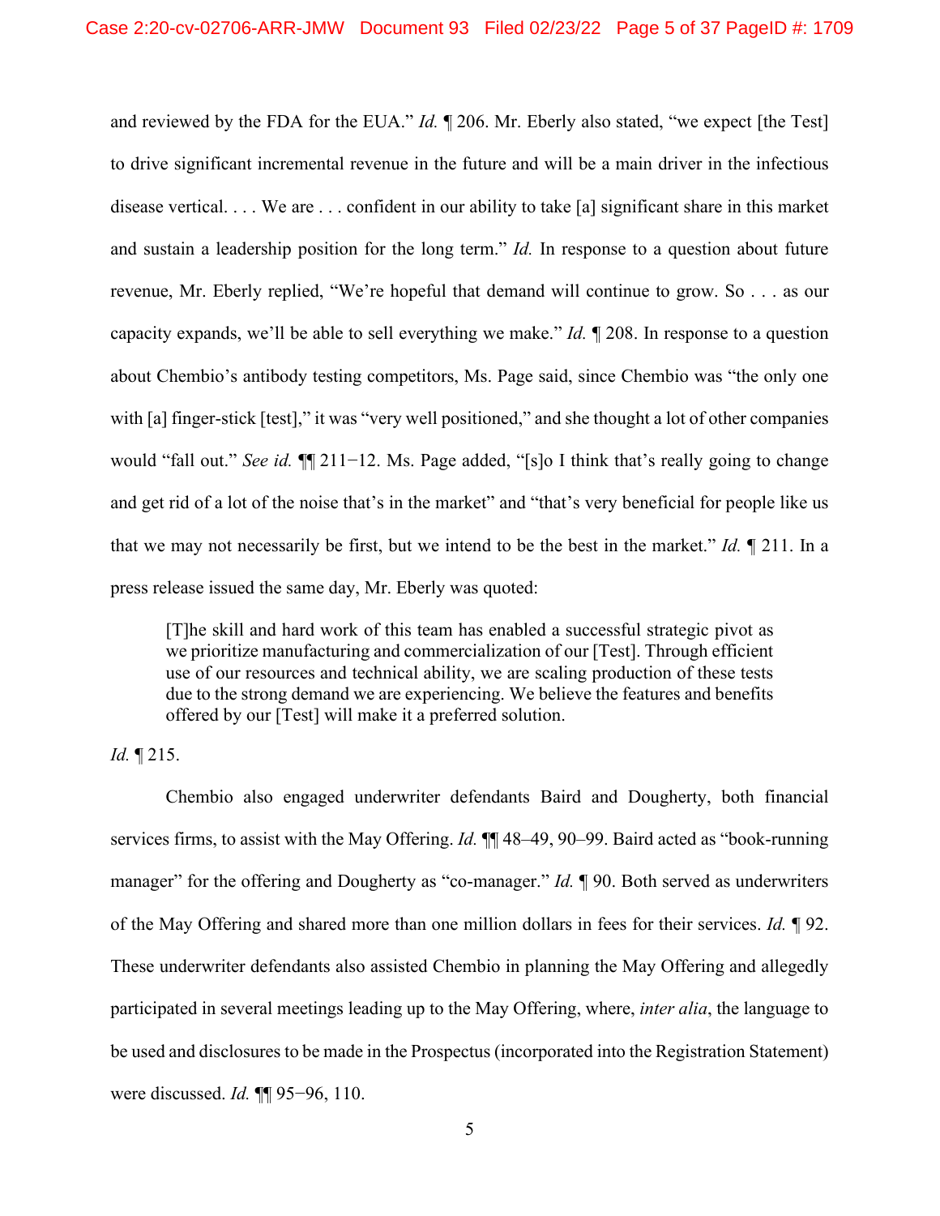and reviewed by the FDA for the EUA." *Id.* ¶ 206. Mr. Eberly also stated, "we expect [the Test] to drive significant incremental revenue in the future and will be a main driver in the infectious disease vertical. . . . We are . . . confident in our ability to take [a] significant share in this market and sustain a leadership position for the long term." *Id.* In response to a question about future revenue, Mr. Eberly replied, "We're hopeful that demand will continue to grow. So . . . as our capacity expands, we'll be able to sell everything we make." *Id.* ¶ 208. In response to a question about Chembio's antibody testing competitors, Ms. Page said, since Chembio was "the only one with [a] finger-stick [test]," it was "very well positioned," and she thought a lot of other companies would "fall out." *See id.* ¶¶ 211−12. Ms. Page added, "[s]o I think that's really going to change and get rid of a lot of the noise that's in the market" and "that's very beneficial for people like us that we may not necessarily be first, but we intend to be the best in the market." *Id.* ¶ 211. In a press release issued the same day, Mr. Eberly was quoted:

> [T]he skill and hard work of this team has enabled a successful strategic pivot as we prioritize manufacturing and commercialization of our [Test]. Through efficient use of our resources and technical ability, we are scaling production of these tests due to the strong demand we are experiencing. We believe the features and benefits offered by our [Test] will make it a preferred solution.

*Id.* ¶ 215.

Chembio also engaged underwriter defendants Baird and Dougherty, both financial services firms, to assist with the May Offering. *Id.* ¶¶ 48–49, 90–99. Baird acted as "book-running manager" for the offering and Dougherty as "co-manager." *Id.* ¶ 90. Both served as underwriters of the May Offering and shared more than one million dollars in fees for their services. *Id.* ¶ 92. These underwriter defendants also assisted Chembio in planning the May Offering and allegedly participated in several meetings leading up to the May Offering, where, *inter alia*, the language to be used and disclosures to be made in the Prospectus (incorporated into the Registration Statement) were discussed. *Id.* ¶¶ 95−96, 110.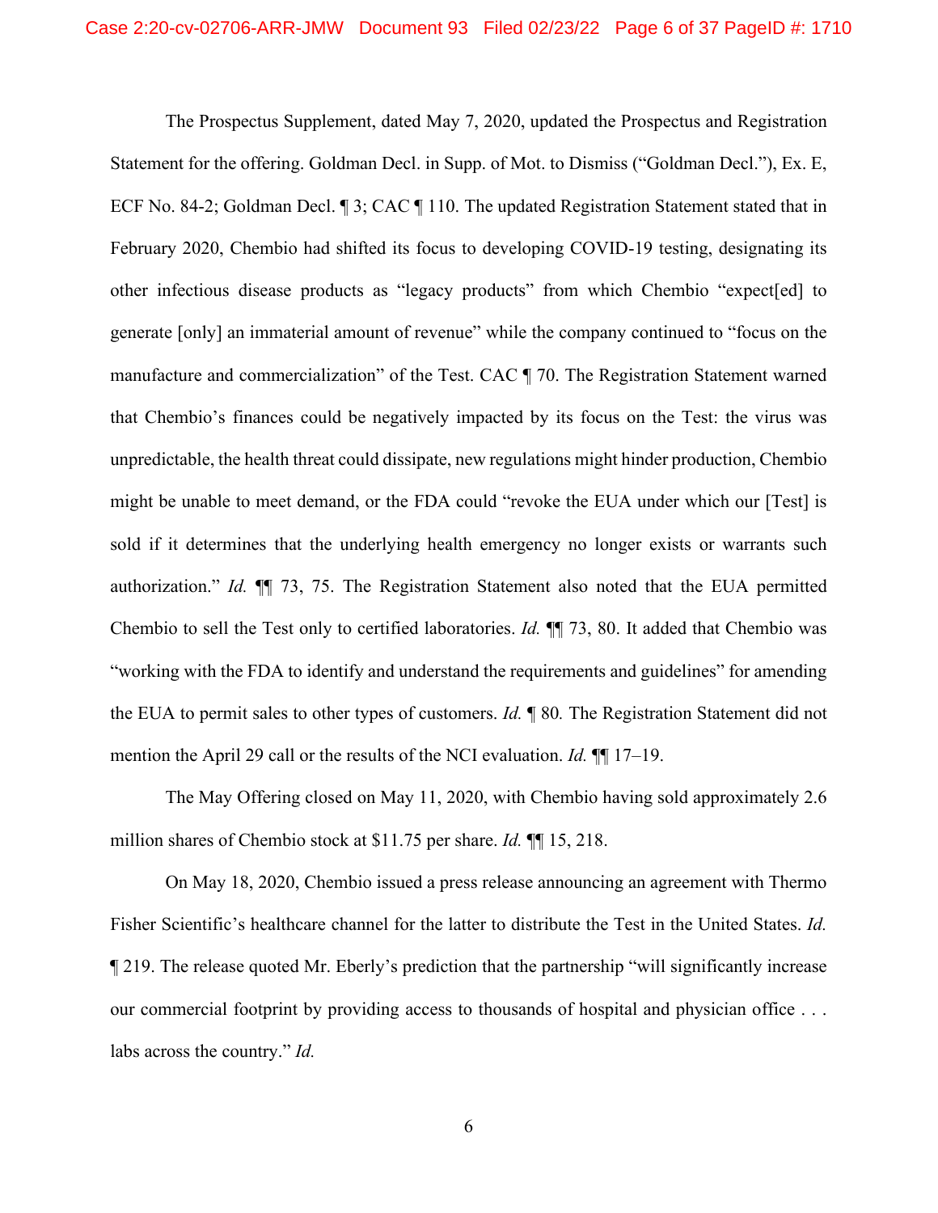The Prospectus Supplement, dated May 7, 2020, updated the Prospectus and Registration Statement for the offering. Goldman Decl. in Supp. of Mot. to Dismiss ("Goldman Decl."), Ex. E, ECF No. 84-2; Goldman Decl. ¶ 3; CAC ¶ 110. The updated Registration Statement stated that in February 2020, Chembio had shifted its focus to developing COVID-19 testing, designating its other infectious disease products as "legacy products" from which Chembio "expect[ed] to generate [only] an immaterial amount of revenue" while the company continued to "focus on the manufacture and commercialization" of the Test. CAC ¶ 70. The Registration Statement warned that Chembio's finances could be negatively impacted by its focus on the Test: the virus was unpredictable, the health threat could dissipate, new regulations might hinder production, Chembio might be unable to meet demand, or the FDA could "revoke the EUA under which our [Test] is sold if it determines that the underlying health emergency no longer exists or warrants such authorization." *Id.* ¶¶ 73, 75. The Registration Statement also noted that the EUA permitted Chembio to sell the Test only to certified laboratories. *Id.* ¶¶ 73, 80. It added that Chembio was "working with the FDA to identify and understand the requirements and guidelines" for amending the EUA to permit sales to other types of customers. *Id.* ¶ 80. The Registration Statement did not mention the April 29 call or the results of the NCI evaluation. *Id.* ¶¶ 17–19.

The May Offering closed on May 11, 2020, with Chembio having sold approximately 2.6 million shares of Chembio stock at $11.75 per share. *Id.* ¶¶ 15, 218.

On May 18, 2020, Chembio issued a press release announcing an agreement with Thermo Fisher Scientific's healthcare channel for the latter to distribute the Test in the United States. *Id.* ¶ 219. The release quoted Mr. Eberly's prediction that the partnership "will significantly increase our commercial footprint by providing access to thousands of hospital and physician office . . . labs across the country." *Id.*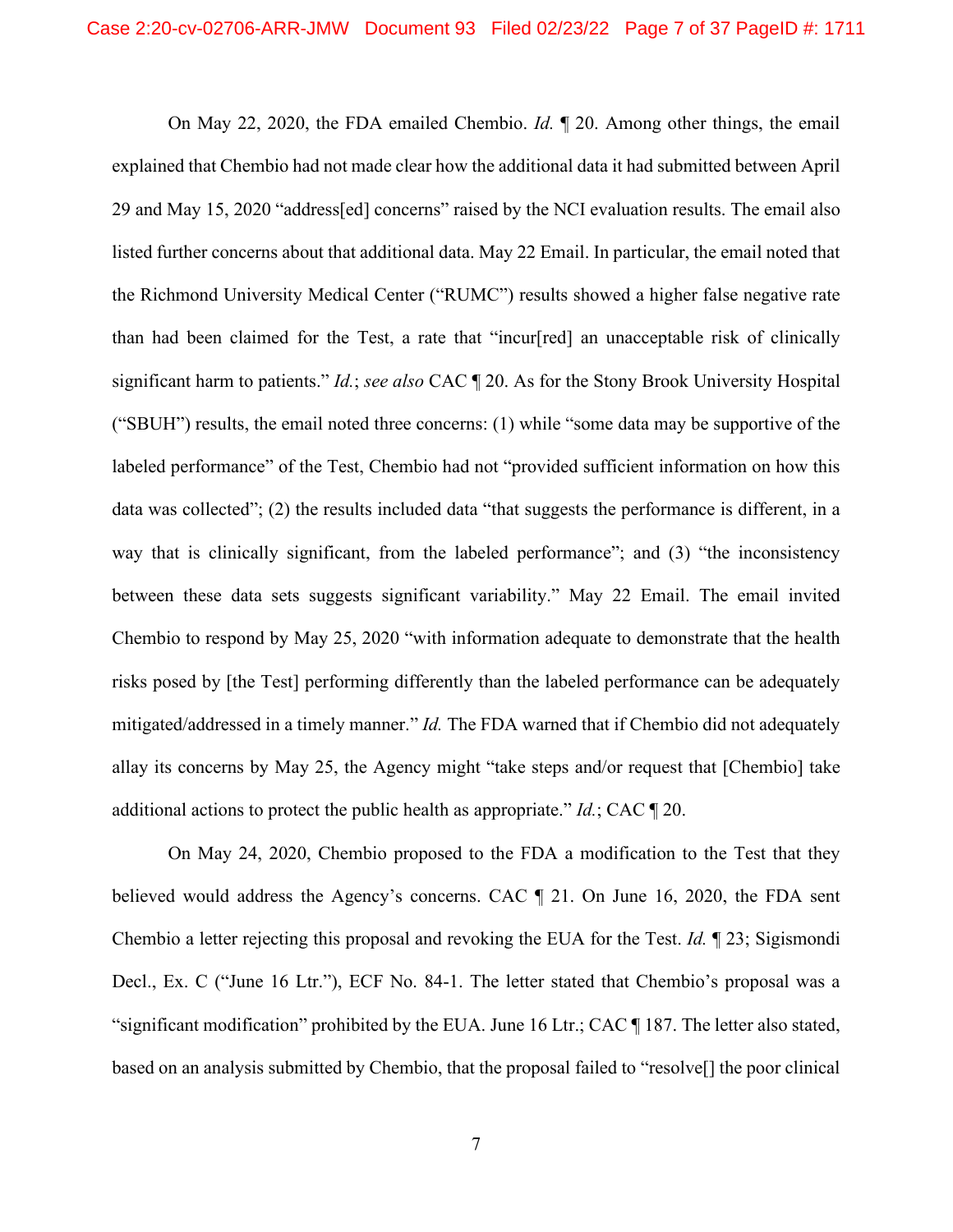On May 22, 2020, the FDA emailed Chembio. *Id.* ¶ 20. Among other things, the email explained that Chembio had not made clear how the additional data it had submitted between April 29 and May 15, 2020 "address[ed] concerns" raised by the NCI evaluation results. The email also listed further concerns about that additional data. May 22 Email. In particular, the email noted that the Richmond University Medical Center ("RUMC") results showed a higher false negative rate than had been claimed for the Test, a rate that "incur[red] an unacceptable risk of clinically significant harm to patients." *Id.*; *see also* CAC ¶ 20. As for the Stony Brook University Hospital ("SBUH") results, the email noted three concerns: (1) while "some data may be supportive of the labeled performance" of the Test, Chembio had not "provided sufficient information on how this data was collected"; (2) the results included data "that suggests the performance is different, in a way that is clinically significant, from the labeled performance"; and (3) "the inconsistency between these data sets suggests significant variability." May 22 Email. The email invited Chembio to respond by May 25, 2020 "with information adequate to demonstrate that the health risks posed by [the Test] performing differently than the labeled performance can be adequately mitigated/addressed in a timely manner." *Id.* The FDA warned that if Chembio did not adequately allay its concerns by May 25, the Agency might "take steps and/or request that [Chembio] take additional actions to protect the public health as appropriate." *Id.*; CAC ¶ 20.

On May 24, 2020, Chembio proposed to the FDA a modification to the Test that they believed would address the Agency's concerns. CAC ¶ 21. On June 16, 2020, the FDA sent Chembio a letter rejecting this proposal and revoking the EUA for the Test. *Id.* ¶ 23; Sigismondi Decl., Ex. C ("June 16 Ltr."), ECF No. 84-1. The letter stated that Chembio's proposal was a "significant modification" prohibited by the EUA. June 16 Ltr.; CAC ¶ 187. The letter also stated, based on an analysis submitted by Chembio, that the proposal failed to "resolve[] the poor clinical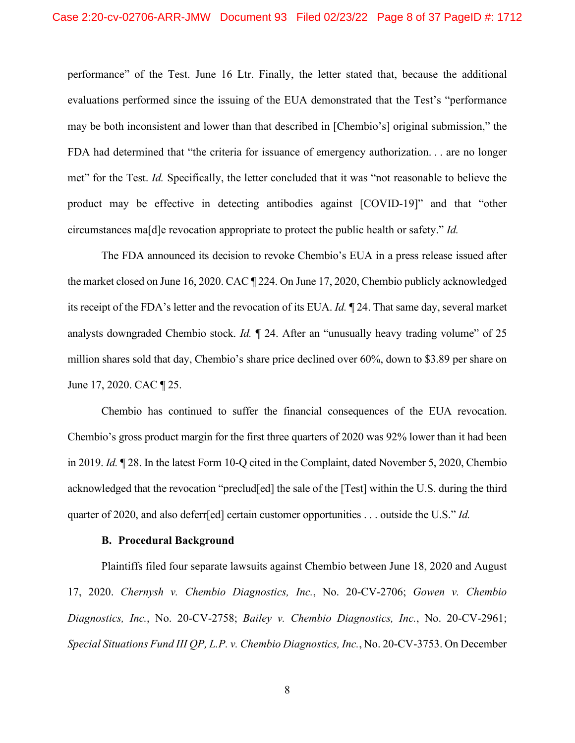performance" of the Test. June 16 Ltr. Finally, the letter stated that, because the additional evaluations performed since the issuing of the EUA demonstrated that the Test's "performance may be both inconsistent and lower than that described in [Chembio's] original submission," the FDA had determined that "the criteria for issuance of emergency authorization. . . are no longer met" for the Test. *Id.* Specifically, the letter concluded that it was "not reasonable to believe the product may be effective in detecting antibodies against [COVID-19]" and that "other circumstances ma[d]e revocation appropriate to protect the public health or safety." *Id.*

The FDA announced its decision to revoke Chembio's EUA in a press release issued after the market closed on June 16, 2020. CAC ¶ 224. On June 17, 2020, Chembio publicly acknowledged its receipt of the FDA's letter and the revocation of its EUA. *Id.* ¶ 24. That same day, several market analysts downgraded Chembio stock. *Id.* ¶ 24. After an "unusually heavy trading volume" of 25 million shares sold that day, Chembio's share price declined over 60%, down to $3.89 per share on June 17, 2020. CAC ¶ 25.

Chembio has continued to suffer the financial consequences of the EUA revocation. Chembio's gross product margin for the first three quarters of 2020 was 92% lower than it had been in 2019. *Id.* ¶ 28. In the latest Form 10-Q cited in the Complaint, dated November 5, 2020, Chembio acknowledged that the revocation "preclud[ed] the sale of the [Test] within the U.S. during the third quarter of 2020, and also deferr[ed] certain customer opportunities . . . outside the U.S." *Id.*

### B. Procedural Background

Plaintiffs filed four separate lawsuits against Chembio between June 18, 2020 and August 17, 2020. *Chernysh v. Chembio Diagnostics, Inc.*, No. 20-CV-2706; *Gowen v. Chembio Diagnostics, Inc.*, No. 20-CV-2758; *Bailey v. Chembio Diagnostics, Inc.*, No. 20-CV-2961; *Special Situations Fund III QP, L.P. v. Chembio Diagnostics, Inc.*, No. 20-CV-3753. On December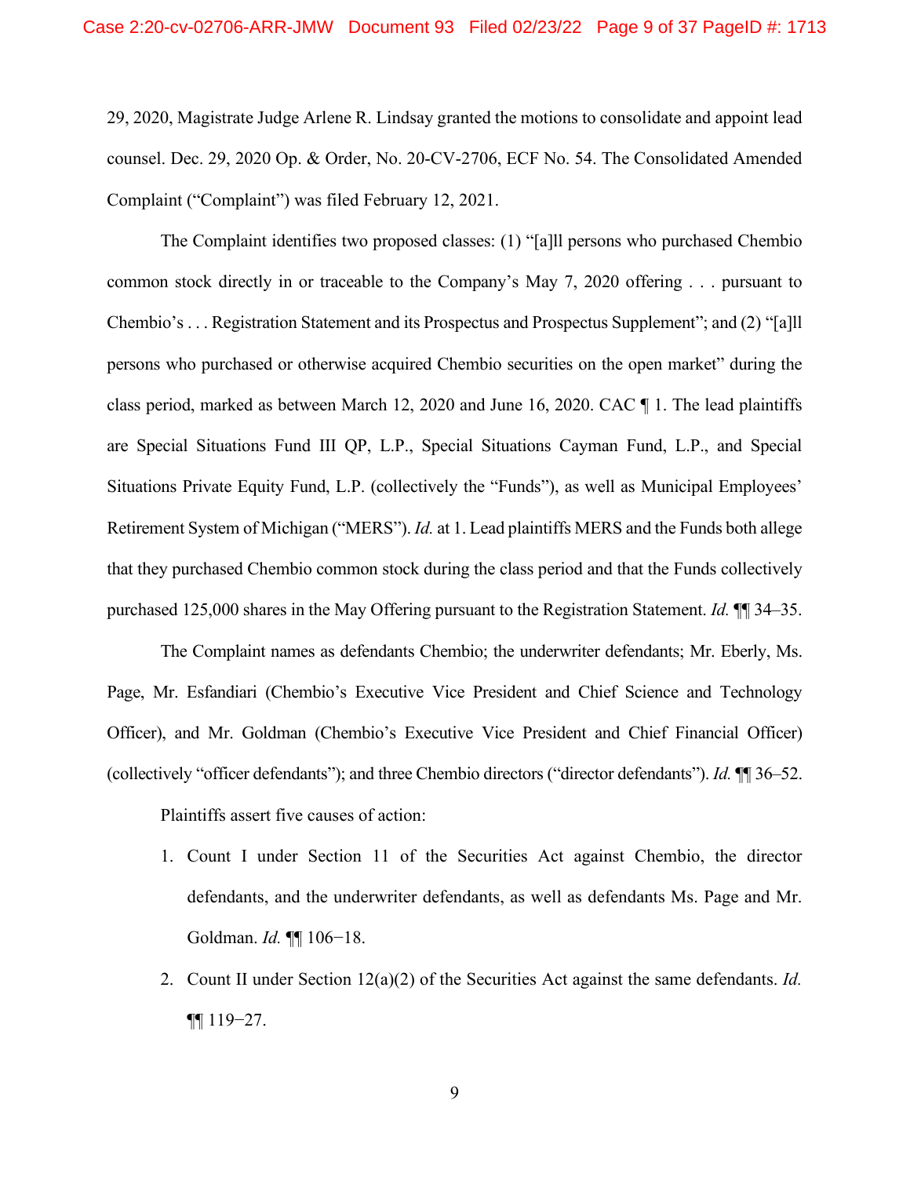29, 2020, Magistrate Judge Arlene R. Lindsay granted the motions to consolidate and appoint lead counsel. Dec. 29, 2020 Op. & Order, No. 20-CV-2706, ECF No. 54. The Consolidated Amended Complaint ("Complaint") was filed February 12, 2021.

The Complaint identifies two proposed classes: (1) "[a]ll persons who purchased Chembio common stock directly in or traceable to the Company's May 7, 2020 offering . . . pursuant to Chembio's . . . Registration Statement and its Prospectus and Prospectus Supplement"; and (2) "[a]ll persons who purchased or otherwise acquired Chembio securities on the open market" during the class period, marked as between March 12, 2020 and June 16, 2020. CAC ¶ 1. The lead plaintiffs are Special Situations Fund III QP, L.P., Special Situations Cayman Fund, L.P., and Special Situations Private Equity Fund, L.P. (collectively the "Funds"), as well as Municipal Employees' Retirement System of Michigan ("MERS"). *Id.* at 1. Lead plaintiffs MERS and the Funds both allege that they purchased Chembio common stock during the class period and that the Funds collectively purchased 125,000 shares in the May Offering pursuant to the Registration Statement. *Id.* ¶¶ 34–35.

The Complaint names as defendants Chembio; the underwriter defendants; Mr. Eberly, Ms. Page, Mr. Esfandiari (Chembio's Executive Vice President and Chief Science and Technology Officer), and Mr. Goldman (Chembio's Executive Vice President and Chief Financial Officer) (collectively "officer defendants"); and three Chembio directors ("director defendants"). *Id.* ¶¶ 36–52.

Plaintiffs assert five causes of action:

1. Count I under Section 11 of the Securities Act against Chembio, the director defendants, and the underwriter defendants, as well as defendants Ms. Page and Mr. Goldman. *Id.* ¶¶ 106−18.

2. Count II under Section 12(a)(2) of the Securities Act against the same defendants. *Id.* ¶¶ 119−27.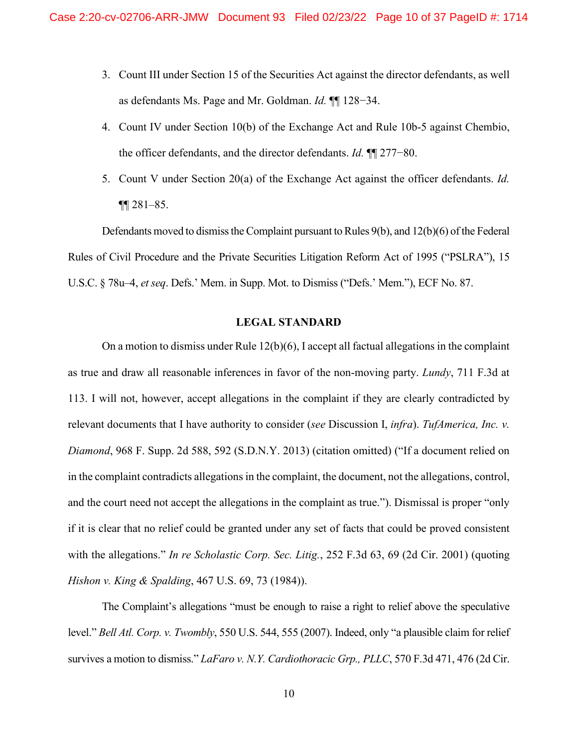3. Count III under Section 15 of the Securities Act against the director defendants, as well as defendants Ms. Page and Mr. Goldman. *Id.* ¶¶ 128−34.
4. Count IV under Section 10(b) of the Exchange Act and Rule 10b-5 against Chembio, the officer defendants, and the director defendants. *Id.* ¶¶ 277−80.
5. Count V under Section 20(a) of the Exchange Act against the officer defendants. *Id.* ¶¶ 281–85.

Defendants moved to dismiss the Complaint pursuant to Rules 9(b), and 12(b)(6) of the Federal Rules of Civil Procedure and the Private Securities Litigation Reform Act of 1995 ("PSLRA"), 15 U.S.C. § 78u–4, *et seq*. Defs.' Mem. in Supp. Mot. to Dismiss ("Defs.' Mem."), ECF No. 87.

## LEGAL STANDARD

On a motion to dismiss under Rule 12(b)(6), I accept all factual allegations in the complaint as true and draw all reasonable inferences in favor of the non-moving party. *Lundy*, 711 F.3d at 113. I will not, however, accept allegations in the complaint if they are clearly contradicted by relevant documents that I have authority to consider (*see* Discussion I, *infra*). *TufAmerica, Inc. v. Diamond*, 968 F. Supp. 2d 588, 592 (S.D.N.Y. 2013) (citation omitted) ("If a document relied on in the complaint contradicts allegations in the complaint, the document, not the allegations, control, and the court need not accept the allegations in the complaint as true."). Dismissal is proper "only if it is clear that no relief could be granted under any set of facts that could be proved consistent with the allegations." *In re Scholastic Corp. Sec. Litig.*, 252 F.3d 63, 69 (2d Cir. 2001) (quoting *Hishon v. King & Spalding*, 467 U.S. 69, 73 (1984)).

The Complaint's allegations "must be enough to raise a right to relief above the speculative level." *Bell Atl. Corp. v. Twombly*, 550 U.S. 544, 555 (2007). Indeed, only "a plausible claim for relief survives a motion to dismiss." *LaFaro v. N.Y. Cardiothoracic Grp., PLLC*, 570 F.3d 471, 476 (2d Cir.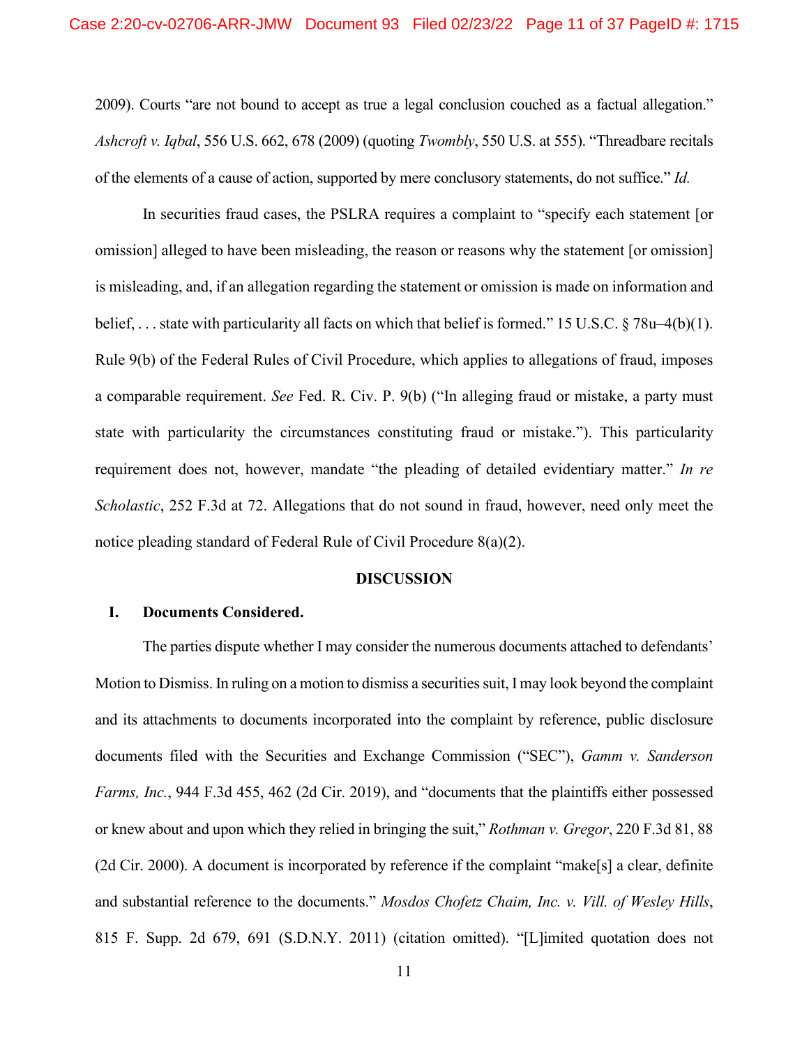2009). Courts "are not bound to accept as true a legal conclusion couched as a factual allegation." *Ashcroft v. Iqbal*, 556 U.S. 662, 678 (2009) (quoting *Twombly*, 550 U.S. at 555). "Threadbare recitals of the elements of a cause of action, supported by mere conclusory statements, do not suffice." *Id.*

In securities fraud cases, the PSLRA requires a complaint to "specify each statement [or omission] alleged to have been misleading, the reason or reasons why the statement [or omission] is misleading, and, if an allegation regarding the statement or omission is made on information and belief, . . . state with particularity all facts on which that belief is formed." 15 U.S.C. § 78u–4(b)(1). Rule 9(b) of the Federal Rules of Civil Procedure, which applies to allegations of fraud, imposes a comparable requirement. *See* Fed. R. Civ. P. 9(b) ("In alleging fraud or mistake, a party must state with particularity the circumstances constituting fraud or mistake."). This particularity requirement does not, however, mandate "the pleading of detailed evidentiary matter." *In re Scholastic*, 252 F.3d at 72. Allegations that do not sound in fraud, however, need only meet the notice pleading standard of Federal Rule of Civil Procedure 8(a)(2).

## DISCUSSION

### I. Documents Considered.

The parties dispute whether I may consider the numerous documents attached to defendants' Motion to Dismiss. In ruling on a motion to dismiss a securities suit, I may look beyond the complaint and its attachments to documents incorporated into the complaint by reference, public disclosure documents filed with the Securities and Exchange Commission ("SEC"), *Gamm v. Sanderson Farms, Inc.*, 944 F.3d 455, 462 (2d Cir. 2019), and "documents that the plaintiffs either possessed or knew about and upon which they relied in bringing the suit," *Rothman v. Gregor*, 220 F.3d 81, 88 (2d Cir. 2000). A document is incorporated by reference if the complaint "make[s] a clear, definite and substantial reference to the documents." *Mosdos Chofetz Chaim, Inc. v. Vill. of Wesley Hills*, 815 F. Supp. 2d 679, 691 (S.D.N.Y. 2011) (citation omitted). "[L]imited quotation does not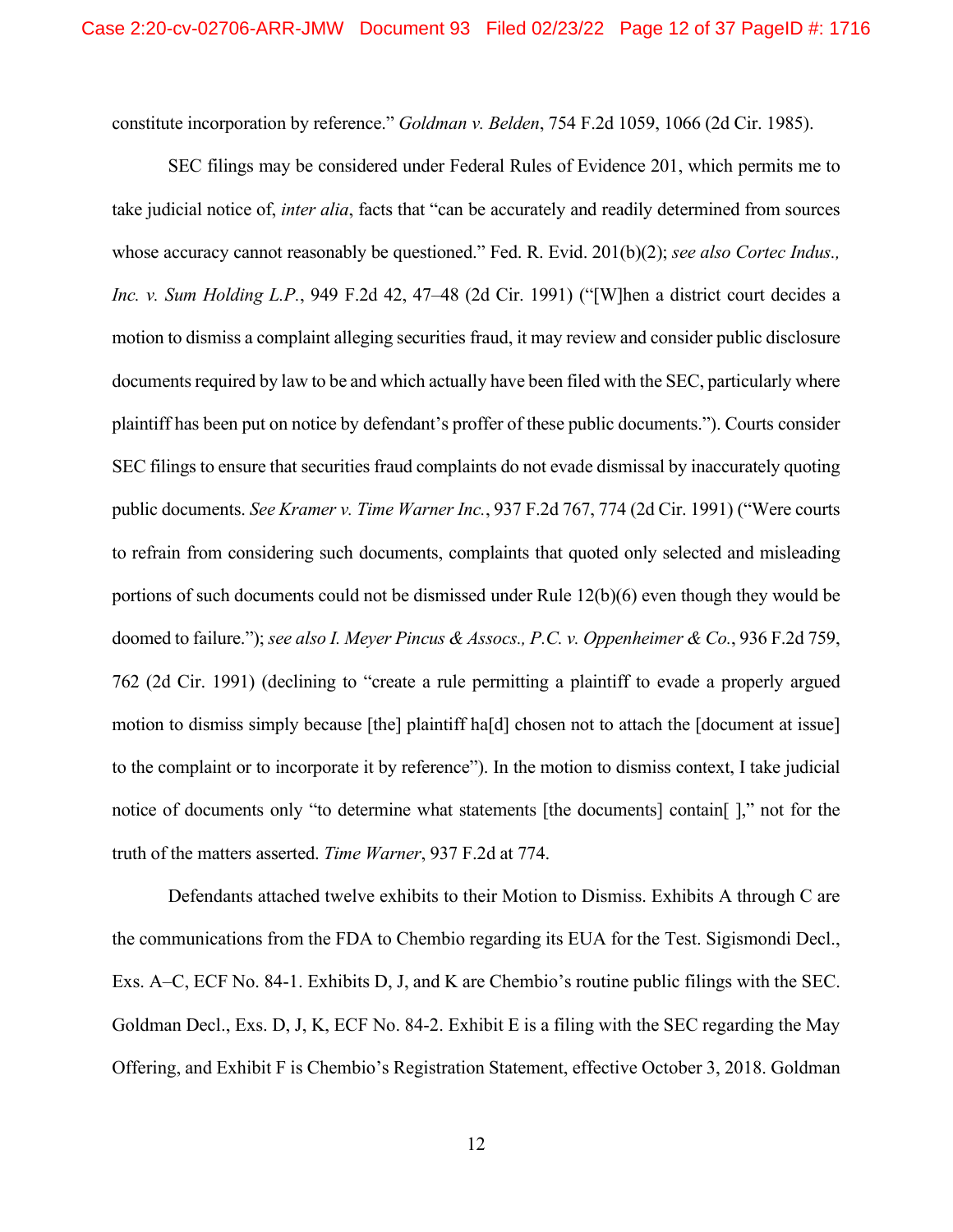constitute incorporation by reference." *Goldman v. Belden*, 754 F.2d 1059, 1066 (2d Cir. 1985).

SEC filings may be considered under Federal Rules of Evidence 201, which permits me to take judicial notice of, *inter alia*, facts that "can be accurately and readily determined from sources whose accuracy cannot reasonably be questioned." Fed. R. Evid. 201(b)(2); *see also Cortec Indus., Inc. v. Sum Holding L.P.*, 949 F.2d 42, 47–48 (2d Cir. 1991) ("[W]hen a district court decides a motion to dismiss a complaint alleging securities fraud, it may review and consider public disclosure documents required by law to be and which actually have been filed with the SEC, particularly where plaintiff has been put on notice by defendant's proffer of these public documents."). Courts consider SEC filings to ensure that securities fraud complaints do not evade dismissal by inaccurately quoting public documents. *See Kramer v. Time Warner Inc.*, 937 F.2d 767, 774 (2d Cir. 1991) ("Were courts to refrain from considering such documents, complaints that quoted only selected and misleading portions of such documents could not be dismissed under Rule 12(b)(6) even though they would be doomed to failure."); *see also I. Meyer Pincus & Assocs., P.C. v. Oppenheimer & Co.*, 936 F.2d 759, 762 (2d Cir. 1991) (declining to "create a rule permitting a plaintiff to evade a properly argued motion to dismiss simply because [the] plaintiff ha[d] chosen not to attach the [document at issue] to the complaint or to incorporate it by reference"). In the motion to dismiss context, I take judicial notice of documents only "to determine what statements [the documents] contain[ ]," not for the truth of the matters asserted. *Time Warner*, 937 F.2d at 774.

Defendants attached twelve exhibits to their Motion to Dismiss. Exhibits A through C are the communications from the FDA to Chembio regarding its EUA for the Test. Sigismondi Decl., Exs. A–C, ECF No. 84-1. Exhibits D, J, and K are Chembio's routine public filings with the SEC. Goldman Decl., Exs. D, J, K, ECF No. 84-2. Exhibit E is a filing with the SEC regarding the May Offering, and Exhibit F is Chembio's Registration Statement, effective October 3, 2018. Goldman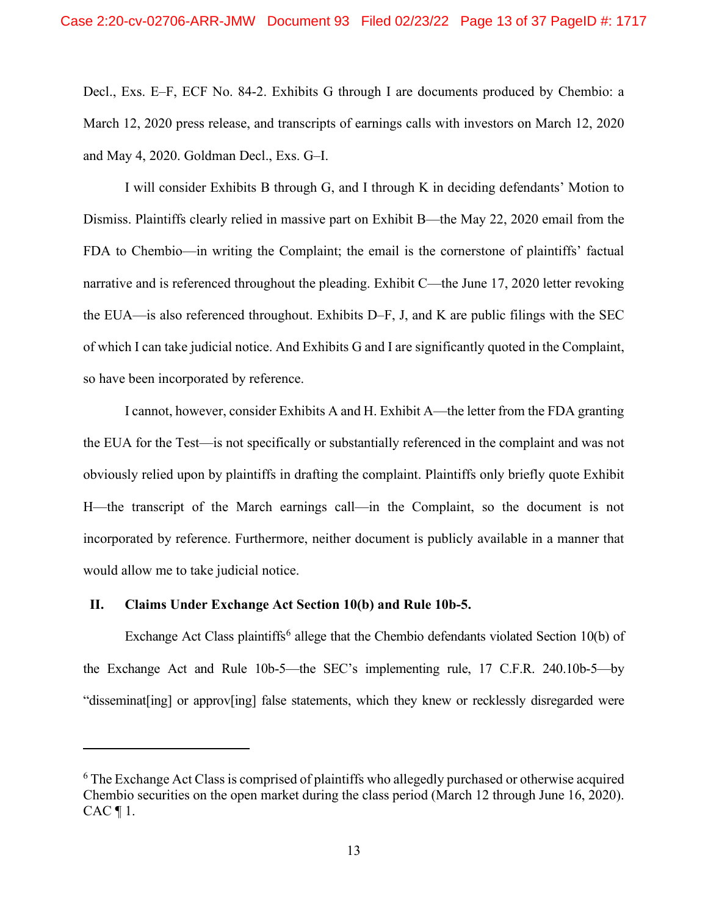Decl., Exs. E–F, ECF No. 84-2. Exhibits G through I are documents produced by Chembio: a March 12, 2020 press release, and transcripts of earnings calls with investors on March 12, 2020 and May 4, 2020. Goldman Decl., Exs. G–I.

I will consider Exhibits B through G, and I through K in deciding defendants' Motion to Dismiss. Plaintiffs clearly relied in massive part on Exhibit B—the May 22, 2020 email from the FDA to Chembio—in writing the Complaint; the email is the cornerstone of plaintiffs' factual narrative and is referenced throughout the pleading. Exhibit C—the June 17, 2020 letter revoking the EUA—is also referenced throughout. Exhibits D–F, J, and K are public filings with the SEC of which I can take judicial notice. And Exhibits G and I are significantly quoted in the Complaint, so have been incorporated by reference.

I cannot, however, consider Exhibits A and H. Exhibit A—the letter from the FDA granting the EUA for the Test—is not specifically or substantially referenced in the complaint and was not obviously relied upon by plaintiffs in drafting the complaint. Plaintiffs only briefly quote Exhibit H—the transcript of the March earnings call—in the Complaint, so the document is not incorporated by reference. Furthermore, neither document is publicly available in a manner that would allow me to take judicial notice.

## II. Claims Under Exchange Act Section 10(b) and Rule 10b-5.

Exchange Act Class plaintiffs[6] allege that the Chembio defendants violated Section 10(b) of the Exchange Act and Rule 10b-5—the SEC's implementing rule, 17 C.F.R. 240.10b-5—by "disseminat[ing] or approv[ing] false statements, which they knew or recklessly disregarded were

---

[6] The Exchange Act Class is comprised of plaintiffs who allegedly purchased or otherwise acquired Chembio securities on the open market during the class period (March 12 through June 16, 2020). CAC ¶ 1.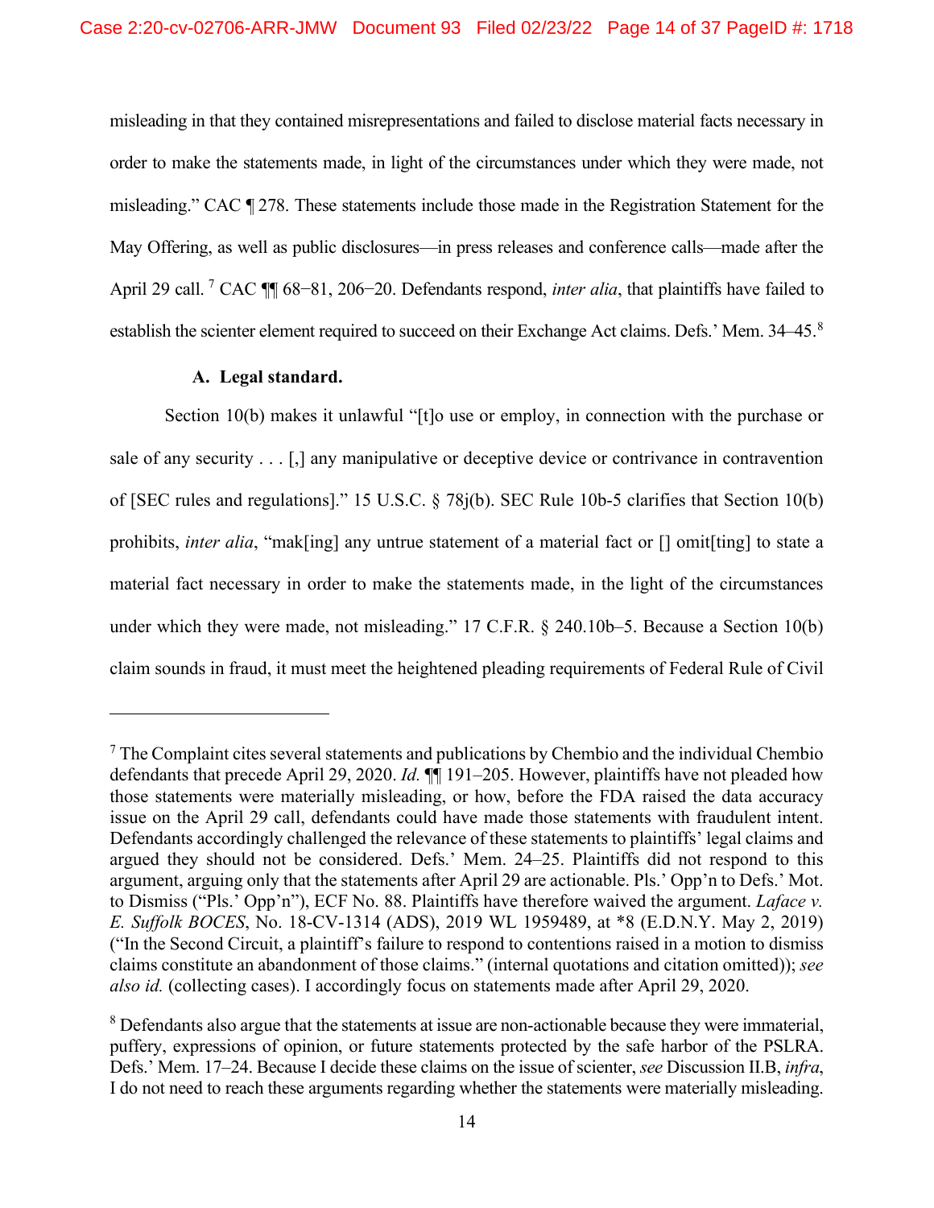misleading in that they contained misrepresentations and failed to disclose material facts necessary in order to make the statements made, in light of the circumstances under which they were made, not misleading." CAC ¶ 278. These statements include those made in the Registration Statement for the May Offering, as well as public disclosures—in press releases and conference calls—made after the April 29 call.[7] CAC ¶¶ 68−81, 206−20. Defendants respond, *inter alia*, that plaintiffs have failed to establish the scienter element required to succeed on their Exchange Act claims. Defs.' Mem. 34–45.[8]

### A. Legal standard.

Section 10(b) makes it unlawful "[t]o use or employ, in connection with the purchase or sale of any security . . . [,] any manipulative or deceptive device or contrivance in contravention of [SEC rules and regulations]." 15 U.S.C. § 78j(b). SEC Rule 10b-5 clarifies that Section 10(b) prohibits, *inter alia*, "mak[ing] any untrue statement of a material fact or [] omit[ting] to state a material fact necessary in order to make the statements made, in the light of the circumstances under which they were made, not misleading." 17 C.F.R. § 240.10b–5. Because a Section 10(b) claim sounds in fraud, it must meet the heightened pleading requirements of Federal Rule of Civil

---

[7] The Complaint cites several statements and publications by Chembio and the individual Chembio defendants that precede April 29, 2020. *Id.* ¶¶ 191–205. However, plaintiffs have not pleaded how those statements were materially misleading, or how, before the FDA raised the data accuracy issue on the April 29 call, defendants could have made those statements with fraudulent intent. Defendants accordingly challenged the relevance of these statements to plaintiffs' legal claims and argued they should not be considered. Defs.' Mem. 24–25. Plaintiffs did not respond to this argument, arguing only that the statements after April 29 are actionable. Pls.' Opp'n to Defs.' Mot. to Dismiss ("Pls.' Opp'n"), ECF No. 88. Plaintiffs have therefore waived the argument. *Laface v. E. Suffolk BOCES*, No. 18-CV-1314 (ADS), 2019 WL 1959489, at *8 (E.D.N.Y. May 2, 2019) ("In the Second Circuit, a plaintiff's failure to respond to contentions raised in a motion to dismiss claims constitute an abandonment of those claims." (internal quotations and citation omitted)); *see also id.* (collecting cases). I accordingly focus on statements made after April 29, 2020.

[8] Defendants also argue that the statements at issue are non-actionable because they were immaterial, puffery, expressions of opinion, or future statements protected by the safe harbor of the PSLRA. Defs.' Mem. 17–24. Because I decide these claims on the issue of scienter, *see* Discussion II.B, *infra*, I do not need to reach these arguments regarding whether the statements were materially misleading.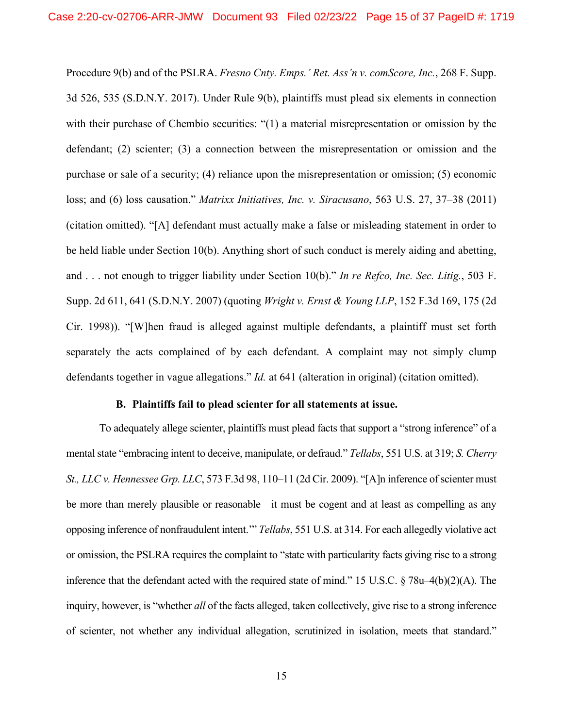Procedure 9(b) and of the PSLRA. *Fresno Cnty. Emps.' Ret. Ass'n v. comScore, Inc.*, 268 F. Supp. 3d 526, 535 (S.D.N.Y. 2017). Under Rule 9(b), plaintiffs must plead six elements in connection with their purchase of Chembio securities: "(1) a material misrepresentation or omission by the defendant; (2) scienter; (3) a connection between the misrepresentation or omission and the purchase or sale of a security; (4) reliance upon the misrepresentation or omission; (5) economic loss; and (6) loss causation." *Matrixx Initiatives, Inc. v. Siracusano*, 563 U.S. 27, 37–38 (2011) (citation omitted). "[A] defendant must actually make a false or misleading statement in order to be held liable under Section 10(b). Anything short of such conduct is merely aiding and abetting, and . . . not enough to trigger liability under Section 10(b)." *In re Refco, Inc. Sec. Litig.*, 503 F. Supp. 2d 611, 641 (S.D.N.Y. 2007) (quoting *Wright v. Ernst & Young LLP*, 152 F.3d 169, 175 (2d Cir. 1998)). "[W]hen fraud is alleged against multiple defendants, a plaintiff must set forth separately the acts complained of by each defendant. A complaint may not simply clump defendants together in vague allegations." *Id.* at 641 (alteration in original) (citation omitted).

### B. Plaintiffs fail to plead scienter for all statements at issue.

To adequately allege scienter, plaintiffs must plead facts that support a "strong inference" of a mental state "embracing intent to deceive, manipulate, or defraud." *Tellabs*, 551 U.S. at 319; *S. Cherry St., LLC v. Hennessee Grp. LLC*, 573 F.3d 98, 110–11 (2d Cir. 2009). "[A]n inference of scienter must be more than merely plausible or reasonable—it must be cogent and at least as compelling as any opposing inference of nonfraudulent intent.'" *Tellabs*, 551 U.S. at 314. For each allegedly violative act or omission, the PSLRA requires the complaint to "state with particularity facts giving rise to a strong inference that the defendant acted with the required state of mind." 15 U.S.C. § 78u–4(b)(2)(A). The inquiry, however, is "whether *all* of the facts alleged, taken collectively, give rise to a strong inference of scienter, not whether any individual allegation, scrutinized in isolation, meets that standard."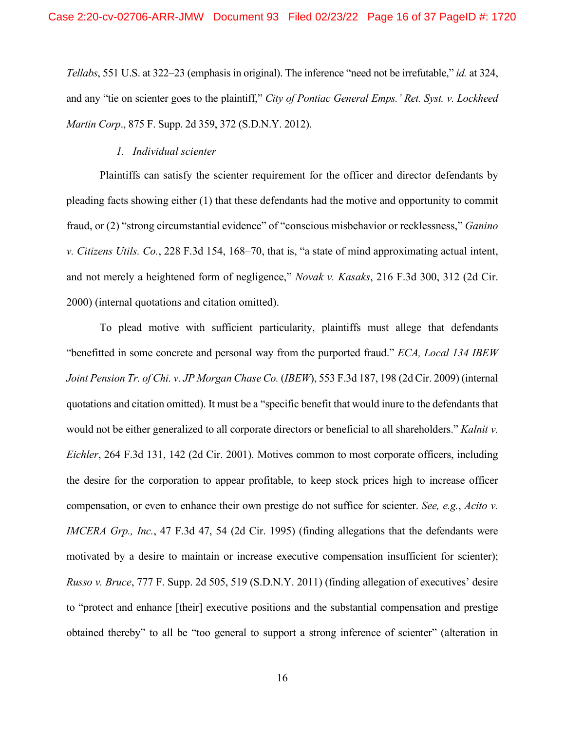*Tellabs*, 551 U.S. at 322–23 (emphasis in original). The inference "need not be irrefutable," *id.* at 324, and any "tie on scienter goes to the plaintiff," *City of Pontiac General Emps.' Ret. Syst. v. Lockheed Martin Corp*., 875 F. Supp. 2d 359, 372 (S.D.N.Y. 2012).

*1. Individual scienter*

Plaintiffs can satisfy the scienter requirement for the officer and director defendants by pleading facts showing either (1) that these defendants had the motive and opportunity to commit fraud, or (2) "strong circumstantial evidence" of "conscious misbehavior or recklessness," *Ganino v. Citizens Utils. Co.*, 228 F.3d 154, 168–70, that is, "a state of mind approximating actual intent, and not merely a heightened form of negligence," *Novak v. Kasaks*, 216 F.3d 300, 312 (2d Cir. 2000) (internal quotations and citation omitted).

To plead motive with sufficient particularity, plaintiffs must allege that defendants "benefitted in some concrete and personal way from the purported fraud." *ECA, Local 134 IBEW Joint Pension Tr. of Chi. v. JP Morgan Chase Co.* (*IBEW*), 553 F.3d 187, 198 (2d Cir. 2009) (internal quotations and citation omitted). It must be a "specific benefit that would inure to the defendants that would not be either generalized to all corporate directors or beneficial to all shareholders." *Kalnit v. Eichler*, 264 F.3d 131, 142 (2d Cir. 2001). Motives common to most corporate officers, including the desire for the corporation to appear profitable, to keep stock prices high to increase officer compensation, or even to enhance their own prestige do not suffice for scienter. *See, e.g.*, *Acito v. IMCERA Grp., Inc.*, 47 F.3d 47, 54 (2d Cir. 1995) (finding allegations that the defendants were motivated by a desire to maintain or increase executive compensation insufficient for scienter); *Russo v. Bruce*, 777 F. Supp. 2d 505, 519 (S.D.N.Y. 2011) (finding allegation of executives' desire to "protect and enhance [their] executive positions and the substantial compensation and prestige obtained thereby" to all be "too general to support a strong inference of scienter" (alteration in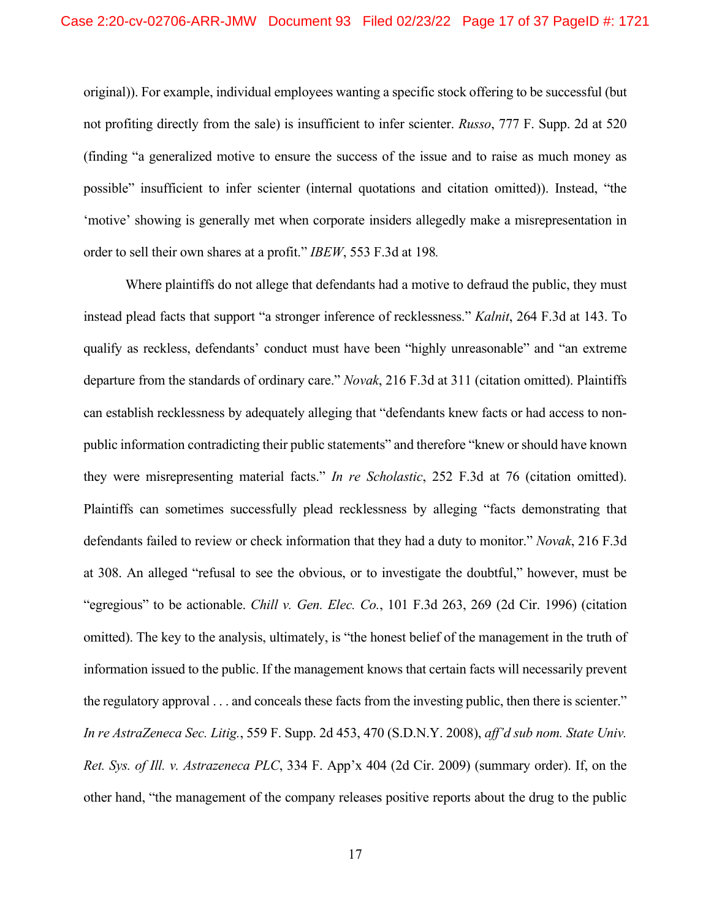original)). For example, individual employees wanting a specific stock offering to be successful (but not profiting directly from the sale) is insufficient to infer scienter. *Russo*, 777 F. Supp. 2d at 520 (finding "a generalized motive to ensure the success of the issue and to raise as much money as possible" insufficient to infer scienter (internal quotations and citation omitted)). Instead, "the 'motive' showing is generally met when corporate insiders allegedly make a misrepresentation in order to sell their own shares at a profit." *IBEW*, 553 F.3d at 198.

Where plaintiffs do not allege that defendants had a motive to defraud the public, they must instead plead facts that support "a stronger inference of recklessness." *Kalnit*, 264 F.3d at 143. To qualify as reckless, defendants' conduct must have been "highly unreasonable" and "an extreme departure from the standards of ordinary care." *Novak*, 216 F.3d at 311 (citation omitted). Plaintiffs can establish recklessness by adequately alleging that "defendants knew facts or had access to non-public information contradicting their public statements" and therefore "knew or should have known they were misrepresenting material facts." *In re Scholastic*, 252 F.3d at 76 (citation omitted). Plaintiffs can sometimes successfully plead recklessness by alleging "facts demonstrating that defendants failed to review or check information that they had a duty to monitor." *Novak*, 216 F.3d at 308. An alleged "refusal to see the obvious, or to investigate the doubtful," however, must be "egregious" to be actionable. *Chill v. Gen. Elec. Co.*, 101 F.3d 263, 269 (2d Cir. 1996) (citation omitted). The key to the analysis, ultimately, is "the honest belief of the management in the truth of information issued to the public. If the management knows that certain facts will necessarily prevent the regulatory approval . . . and conceals these facts from the investing public, then there is scienter." *In re AstraZeneca Sec. Litig.*, 559 F. Supp. 2d 453, 470 (S.D.N.Y. 2008), *aff'd sub nom. State Univ. Ret. Sys. of Ill. v. Astrazeneca PLC*, 334 F. App'x 404 (2d Cir. 2009) (summary order). If, on the other hand, "the management of the company releases positive reports about the drug to the public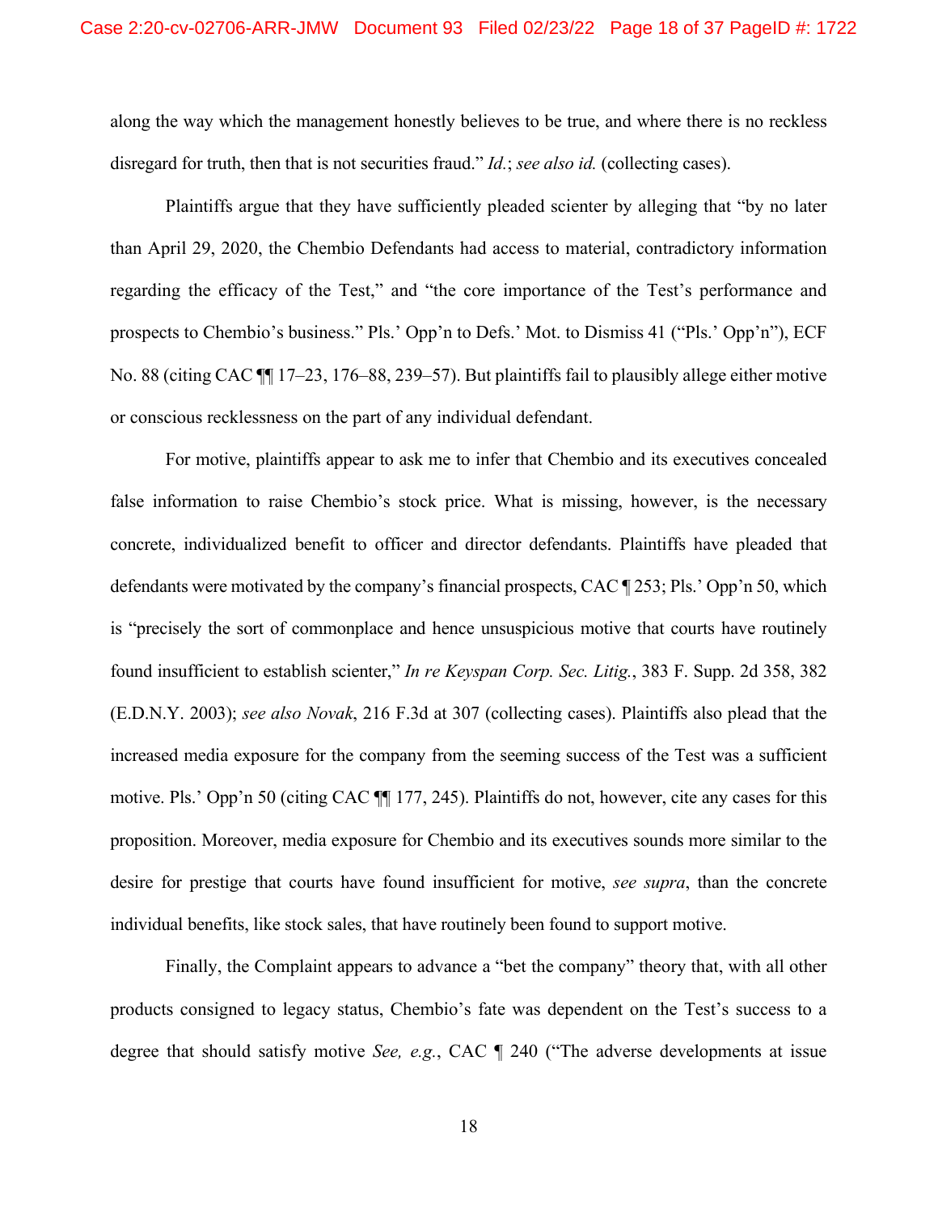along the way which the management honestly believes to be true, and where there is no reckless disregard for truth, then that is not securities fraud." *Id.*; *see also id.* (collecting cases).

Plaintiffs argue that they have sufficiently pleaded scienter by alleging that "by no later than April 29, 2020, the Chembio Defendants had access to material, contradictory information regarding the efficacy of the Test," and "the core importance of the Test's performance and prospects to Chembio's business." Pls.' Opp'n to Defs.' Mot. to Dismiss 41 ("Pls.' Opp'n"), ECF No. 88 (citing CAC ¶¶ 17–23, 176–88, 239–57). But plaintiffs fail to plausibly allege either motive or conscious recklessness on the part of any individual defendant.

For motive, plaintiffs appear to ask me to infer that Chembio and its executives concealed false information to raise Chembio's stock price. What is missing, however, is the necessary concrete, individualized benefit to officer and director defendants. Plaintiffs have pleaded that defendants were motivated by the company's financial prospects, CAC ¶ 253; Pls.' Opp'n 50, which is "precisely the sort of commonplace and hence unsuspicious motive that courts have routinely found insufficient to establish scienter," *In re Keyspan Corp. Sec. Litig.*, 383 F. Supp. 2d 358, 382 (E.D.N.Y. 2003); *see also Novak*, 216 F.3d at 307 (collecting cases). Plaintiffs also plead that the increased media exposure for the company from the seeming success of the Test was a sufficient motive. Pls.' Opp'n 50 (citing CAC ¶¶ 177, 245). Plaintiffs do not, however, cite any cases for this proposition. Moreover, media exposure for Chembio and its executives sounds more similar to the desire for prestige that courts have found insufficient for motive, *see supra*, than the concrete individual benefits, like stock sales, that have routinely been found to support motive.

Finally, the Complaint appears to advance a "bet the company" theory that, with all other products consigned to legacy status, Chembio's fate was dependent on the Test's success to a degree that should satisfy motive *See, e.g.*, CAC ¶ 240 ("The adverse developments at issue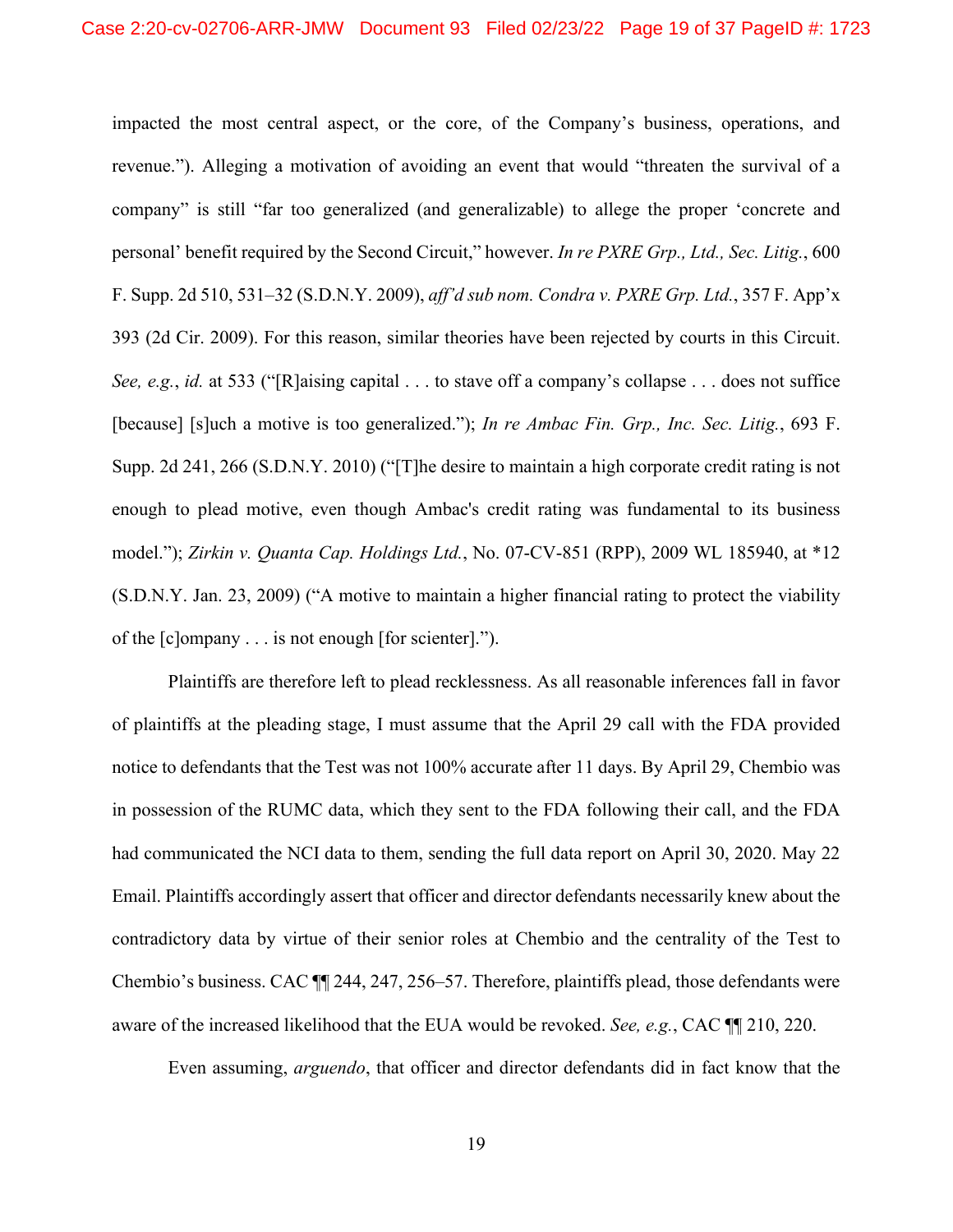impacted the most central aspect, or the core, of the Company's business, operations, and revenue."). Alleging a motivation of avoiding an event that would "threaten the survival of a company" is still "far too generalized (and generalizable) to allege the proper 'concrete and personal' benefit required by the Second Circuit," however. *In re PXRE Grp., Ltd., Sec. Litig.*, 600 F. Supp. 2d 510, 531–32 (S.D.N.Y. 2009), *aff'd sub nom. Condra v. PXRE Grp. Ltd.*, 357 F. App'x 393 (2d Cir. 2009). For this reason, similar theories have been rejected by courts in this Circuit. *See, e.g.*, *id.* at 533 ("[R]aising capital . . . to stave off a company's collapse . . . does not suffice [because] [s]uch a motive is too generalized."); *In re Ambac Fin. Grp., Inc. Sec. Litig.*, 693 F. Supp. 2d 241, 266 (S.D.N.Y. 2010) ("[T]he desire to maintain a high corporate credit rating is not enough to plead motive, even though Ambac's credit rating was fundamental to its business model."); *Zirkin v. Quanta Cap. Holdings Ltd.*, No. 07-CV-851 (RPP), 2009 WL 185940, at *12 (S.D.N.Y. Jan. 23, 2009) ("A motive to maintain a higher financial rating to protect the viability of the [c]ompany . . . is not enough [for scienter].").

Plaintiffs are therefore left to plead recklessness. As all reasonable inferences fall in favor of plaintiffs at the pleading stage, I must assume that the April 29 call with the FDA provided notice to defendants that the Test was not 100% accurate after 11 days. By April 29, Chembio was in possession of the RUMC data, which they sent to the FDA following their call, and the FDA had communicated the NCI data to them, sending the full data report on April 30, 2020. May 22 Email. Plaintiffs accordingly assert that officer and director defendants necessarily knew about the contradictory data by virtue of their senior roles at Chembio and the centrality of the Test to Chembio's business. CAC ¶¶ 244, 247, 256–57. Therefore, plaintiffs plead, those defendants were aware of the increased likelihood that the EUA would be revoked. *See, e.g.*, CAC ¶¶ 210, 220.

Even assuming, *arguendo*, that officer and director defendants did in fact know that the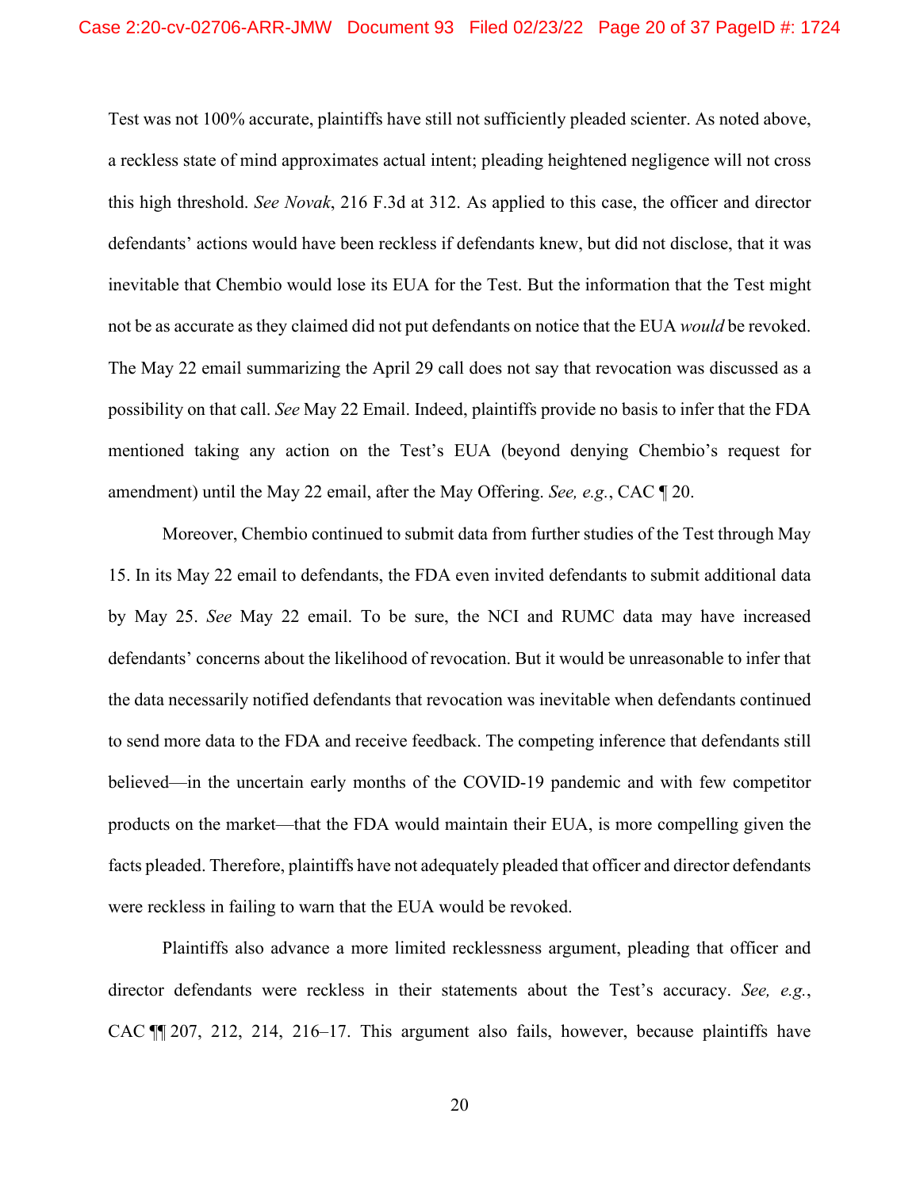Test was not 100% accurate, plaintiffs have still not sufficiently pleaded scienter. As noted above, a reckless state of mind approximates actual intent; pleading heightened negligence will not cross this high threshold. *See Novak*, 216 F.3d at 312. As applied to this case, the officer and director defendants' actions would have been reckless if defendants knew, but did not disclose, that it was inevitable that Chembio would lose its EUA for the Test. But the information that the Test might not be as accurate as they claimed did not put defendants on notice that the EUA *would* be revoked. The May 22 email summarizing the April 29 call does not say that revocation was discussed as a possibility on that call. *See* May 22 Email. Indeed, plaintiffs provide no basis to infer that the FDA mentioned taking any action on the Test's EUA (beyond denying Chembio's request for amendment) until the May 22 email, after the May Offering. *See, e.g.*, CAC ¶ 20.

Moreover, Chembio continued to submit data from further studies of the Test through May 15. In its May 22 email to defendants, the FDA even invited defendants to submit additional data by May 25. *See* May 22 email. To be sure, the NCI and RUMC data may have increased defendants' concerns about the likelihood of revocation. But it would be unreasonable to infer that the data necessarily notified defendants that revocation was inevitable when defendants continued to send more data to the FDA and receive feedback. The competing inference that defendants still believed—in the uncertain early months of the COVID-19 pandemic and with few competitor products on the market—that the FDA would maintain their EUA, is more compelling given the facts pleaded. Therefore, plaintiffs have not adequately pleaded that officer and director defendants were reckless in failing to warn that the EUA would be revoked.

Plaintiffs also advance a more limited recklessness argument, pleading that officer and director defendants were reckless in their statements about the Test's accuracy. *See, e.g.*, CAC ¶¶ 207, 212, 214, 216–17. This argument also fails, however, because plaintiffs have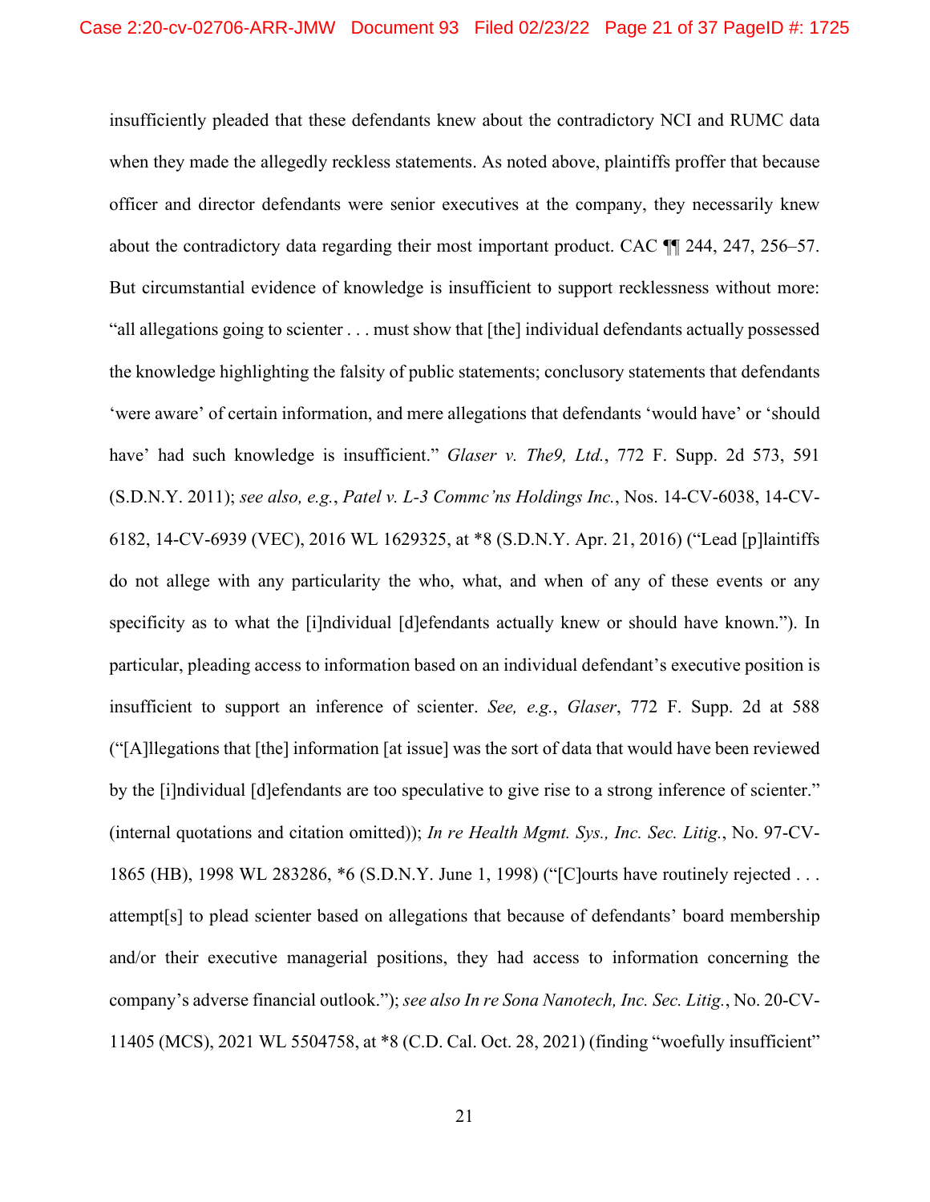insufficiently pleaded that these defendants knew about the contradictory NCI and RUMC data when they made the allegedly reckless statements. As noted above, plaintiffs proffer that because officer and director defendants were senior executives at the company, they necessarily knew about the contradictory data regarding their most important product. CAC ¶¶ 244, 247, 256–57. But circumstantial evidence of knowledge is insufficient to support recklessness without more: "all allegations going to scienter . . . must show that [the] individual defendants actually possessed the knowledge highlighting the falsity of public statements; conclusory statements that defendants 'were aware' of certain information, and mere allegations that defendants 'would have' or 'should have' had such knowledge is insufficient." *Glaser v. The9, Ltd.*, 772 F. Supp. 2d 573, 591 (S.D.N.Y. 2011); *see also, e.g.*, *Patel v. L-3 Commc'ns Holdings Inc.*, Nos. 14-CV-6038, 14-CV-6182, 14-CV-6939 (VEC), 2016 WL 1629325, at *8 (S.D.N.Y. Apr. 21, 2016) ("Lead [p]laintiffs do not allege with any particularity the who, what, and when of any of these events or any specificity as to what the [i]ndividual [d]efendants actually knew or should have known."). In particular, pleading access to information based on an individual defendant's executive position is insufficient to support an inference of scienter. *See, e.g.*, *Glaser*, 772 F. Supp. 2d at 588 ("[A]llegations that [the] information [at issue] was the sort of data that would have been reviewed by the [i]ndividual [d]efendants are too speculative to give rise to a strong inference of scienter." (internal quotations and citation omitted)); *In re Health Mgmt. Sys., Inc. Sec. Litig.*, No. 97-CV-1865 (HB), 1998 WL 283286, *6 (S.D.N.Y. June 1, 1998) ("[C]ourts have routinely rejected . . . attempt[s] to plead scienter based on allegations that because of defendants' board membership and/or their executive managerial positions, they had access to information concerning the company's adverse financial outlook."); *see also In re Sona Nanotech, Inc. Sec. Litig.*, No. 20-CV-11405 (MCS), 2021 WL 5504758, at *8 (C.D. Cal. Oct. 28, 2021) (finding "woefully insufficient"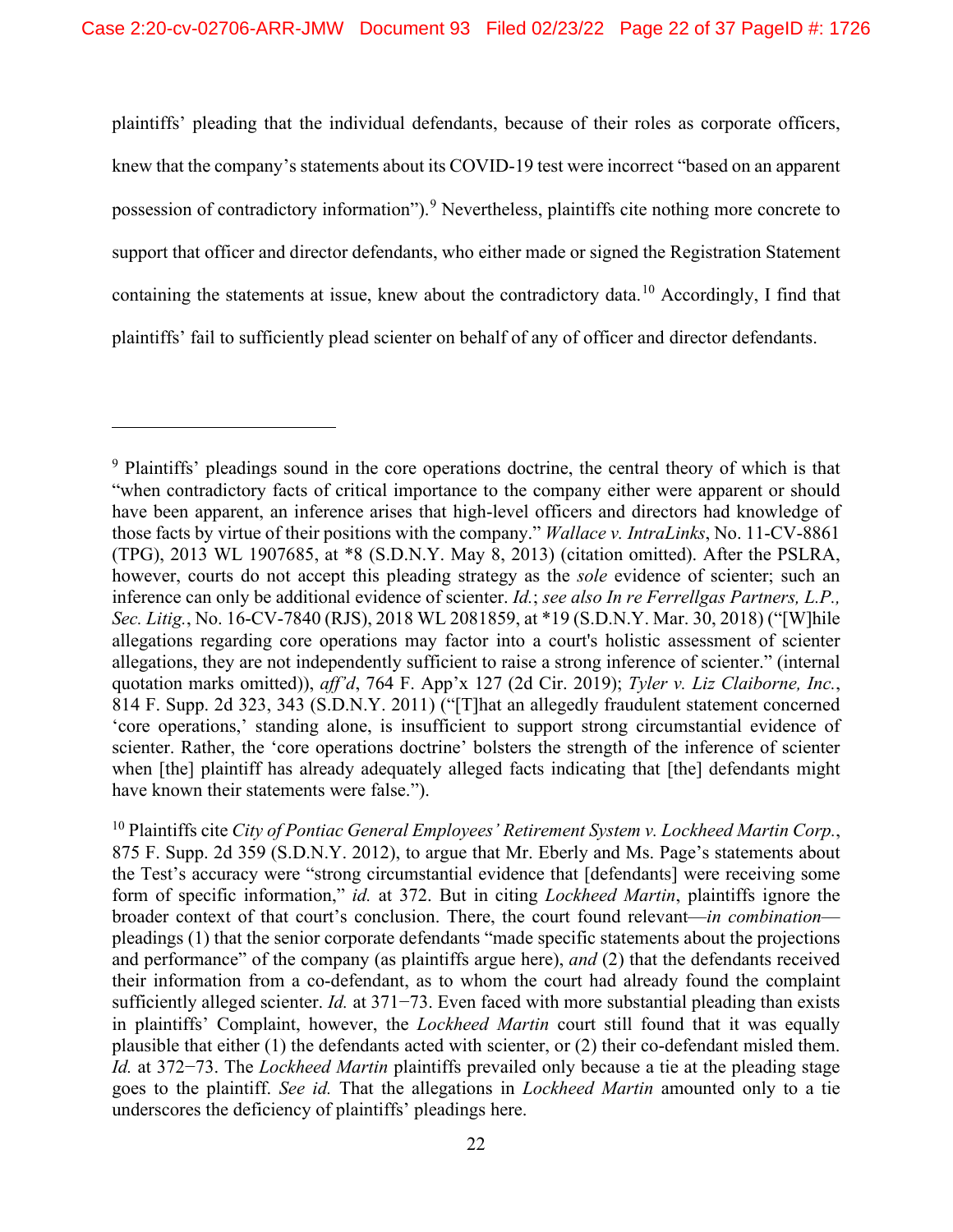plaintiffs' pleading that the individual defendants, because of their roles as corporate officers, knew that the company's statements about its COVID-19 test were incorrect "based on an apparent possession of contradictory information").[9] Nevertheless, plaintiffs cite nothing more concrete to support that officer and director defendants, who either made or signed the Registration Statement containing the statements at issue, knew about the contradictory data.[10] Accordingly, I find that plaintiffs' fail to sufficiently plead scienter on behalf of any of officer and director defendants.

---

[9] Plaintiffs' pleadings sound in the core operations doctrine, the central theory of which is that "when contradictory facts of critical importance to the company either were apparent or should have been apparent, an inference arises that high-level officers and directors had knowledge of those facts by virtue of their positions with the company." *Wallace v. IntraLinks*, No. 11-CV-8861 (TPG), 2013 WL 1907685, at *8 (S.D.N.Y. May 8, 2013) (citation omitted). After the PSLRA, however, courts do not accept this pleading strategy as the *sole* evidence of scienter; such an inference can only be additional evidence of scienter. *Id.*; *see also In re Ferrellgas Partners, L.P., Sec. Litig.*, No. 16-CV-7840 (RJS), 2018 WL 2081859, at *19 (S.D.N.Y. Mar. 30, 2018) ("[W]hile allegations regarding core operations may factor into a court's holistic assessment of scienter allegations, they are not independently sufficient to raise a strong inference of scienter." (internal quotation marks omitted)), *aff'd*, 764 F. App'x 127 (2d Cir. 2019); *Tyler v. Liz Claiborne, Inc.*, 814 F. Supp. 2d 323, 343 (S.D.N.Y. 2011) ("[T]hat an allegedly fraudulent statement concerned 'core operations,' standing alone, is insufficient to support strong circumstantial evidence of scienter. Rather, the 'core operations doctrine' bolsters the strength of the inference of scienter when [the] plaintiff has already adequately alleged facts indicating that [the] defendants might have known their statements were false.").

[10] Plaintiffs cite *City of Pontiac General Employees' Retirement System v. Lockheed Martin Corp.*, 875 F. Supp. 2d 359 (S.D.N.Y. 2012), to argue that Mr. Eberly and Ms. Page's statements about the Test's accuracy were "strong circumstantial evidence that [defendants] were receiving some form of specific information," *id.* at 372. But in citing *Lockheed Martin*, plaintiffs ignore the broader context of that court's conclusion. There, the court found relevant—*in combination*—pleadings (1) that the senior corporate defendants "made specific statements about the projections and performance" of the company (as plaintiffs argue here), *and* (2) that the defendants received their information from a co-defendant, as to whom the court had already found the complaint sufficiently alleged scienter. *Id.* at 371−73. Even faced with more substantial pleading than exists in plaintiffs' Complaint, however, the *Lockheed Martin* court still found that it was equally plausible that either (1) the defendants acted with scienter, or (2) their co-defendant misled them. *Id.* at 372−73. The *Lockheed Martin* plaintiffs prevailed only because a tie at the pleading stage goes to the plaintiff. *See id.* That the allegations in *Lockheed Martin* amounted only to a tie underscores the deficiency of plaintiffs' pleadings here.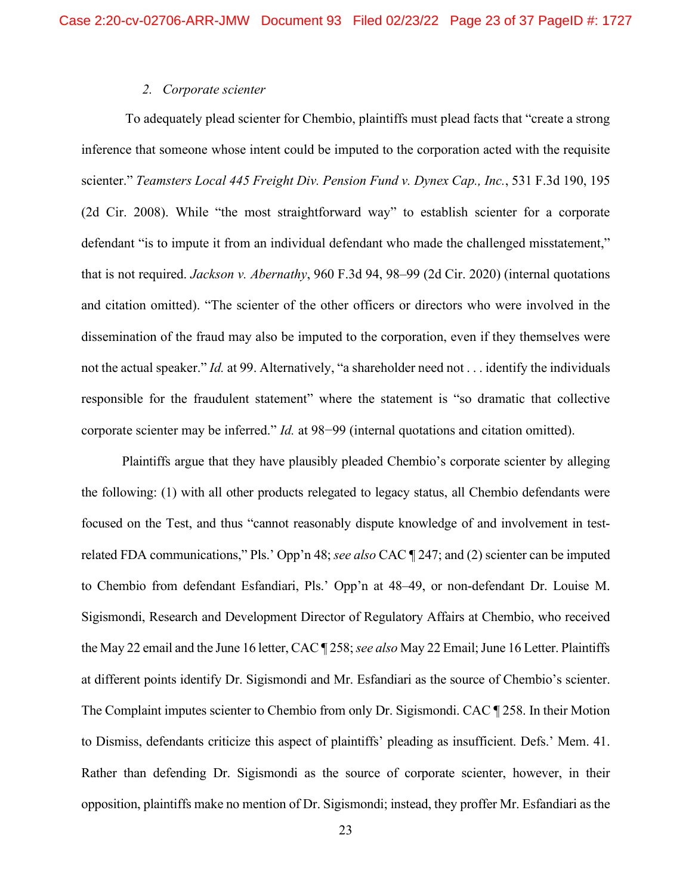### 2. *Corporate scienter*

To adequately plead scienter for Chembio, plaintiffs must plead facts that "create a strong inference that someone whose intent could be imputed to the corporation acted with the requisite scienter." *Teamsters Local 445 Freight Div. Pension Fund v. Dynex Cap., Inc.*, 531 F.3d 190, 195 (2d Cir. 2008). While "the most straightforward way" to establish scienter for a corporate defendant "is to impute it from an individual defendant who made the challenged misstatement," that is not required. *Jackson v. Abernathy*, 960 F.3d 94, 98–99 (2d Cir. 2020) (internal quotations and citation omitted). "The scienter of the other officers or directors who were involved in the dissemination of the fraud may also be imputed to the corporation, even if they themselves were not the actual speaker." *Id.* at 99. Alternatively, "a shareholder need not . . . identify the individuals responsible for the fraudulent statement" where the statement is "so dramatic that collective corporate scienter may be inferred." *Id.* at 98−99 (internal quotations and citation omitted).

Plaintiffs argue that they have plausibly pleaded Chembio's corporate scienter by alleging the following: (1) with all other products relegated to legacy status, all Chembio defendants were focused on the Test, and thus "cannot reasonably dispute knowledge of and involvement in test-related FDA communications," Pls.' Opp'n 48; *see also* CAC ¶ 247; and (2) scienter can be imputed to Chembio from defendant Esfandiari, Pls.' Opp'n at 48–49, or non-defendant Dr. Louise M. Sigismondi, Research and Development Director of Regulatory Affairs at Chembio, who received the May 22 email and the June 16 letter, CAC ¶ 258; *see also* May 22 Email; June 16 Letter. Plaintiffs at different points identify Dr. Sigismondi and Mr. Esfandiari as the source of Chembio's scienter. The Complaint imputes scienter to Chembio from only Dr. Sigismondi. CAC ¶ 258. In their Motion to Dismiss, defendants criticize this aspect of plaintiffs' pleading as insufficient. Defs.' Mem. 41. Rather than defending Dr. Sigismondi as the source of corporate scienter, however, in their opposition, plaintiffs make no mention of Dr. Sigismondi; instead, they proffer Mr. Esfandiari as the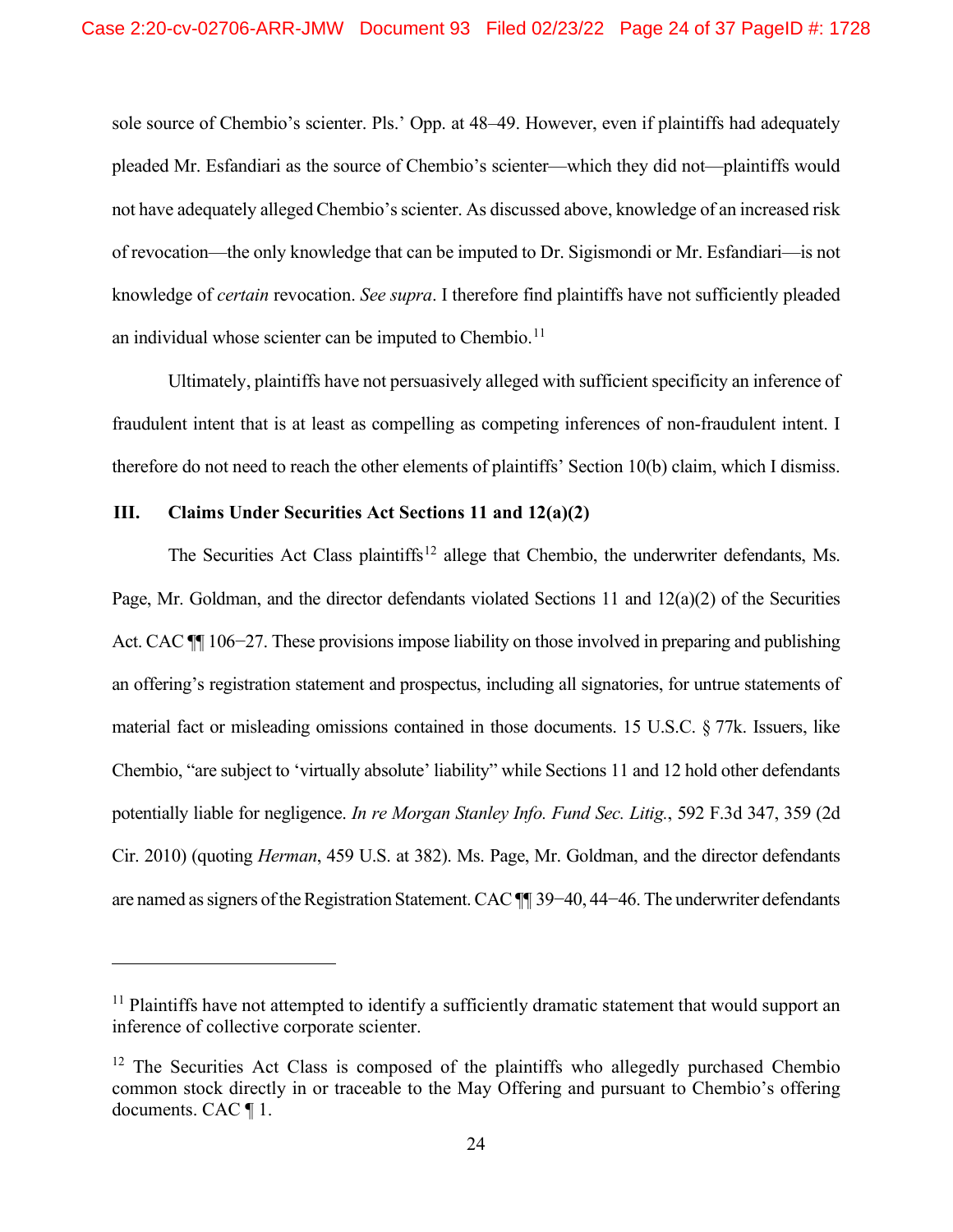sole source of Chembio's scienter. Pls.' Opp. at 48–49. However, even if plaintiffs had adequately pleaded Mr. Esfandiari as the source of Chembio's scienter—which they did not—plaintiffs would not have adequately alleged Chembio's scienter. As discussed above, knowledge of an increased risk of revocation—the only knowledge that can be imputed to Dr. Sigismondi or Mr. Esfandiari—is not knowledge of *certain* revocation. *See supra*. I therefore find plaintiffs have not sufficiently pleaded an individual whose scienter can be imputed to Chembio.[11]

Ultimately, plaintiffs have not persuasively alleged with sufficient specificity an inference of fraudulent intent that is at least as compelling as competing inferences of non-fraudulent intent. I therefore do not need to reach the other elements of plaintiffs' Section 10(b) claim, which I dismiss.

## III. Claims Under Securities Act Sections 11 and 12(a)(2)

The Securities Act Class plaintiffs[12] allege that Chembio, the underwriter defendants, Ms. Page, Mr. Goldman, and the director defendants violated Sections 11 and 12(a)(2) of the Securities Act. CAC ¶¶ 106−27. These provisions impose liability on those involved in preparing and publishing an offering's registration statement and prospectus, including all signatories, for untrue statements of material fact or misleading omissions contained in those documents. 15 U.S.C. § 77k. Issuers, like Chembio, "are subject to 'virtually absolute' liability" while Sections 11 and 12 hold other defendants potentially liable for negligence. *In re Morgan Stanley Info. Fund Sec. Litig.*, 592 F.3d 347, 359 (2d Cir. 2010) (quoting *Herman*, 459 U.S. at 382). Ms. Page, Mr. Goldman, and the director defendants are named as signers of the Registration Statement. CAC ¶¶ 39−40, 44−46. The underwriter defendants

---

[11] Plaintiffs have not attempted to identify a sufficiently dramatic statement that would support an inference of collective corporate scienter.

[12] The Securities Act Class is composed of the plaintiffs who allegedly purchased Chembio common stock directly in or traceable to the May Offering and pursuant to Chembio's offering documents. CAC ¶ 1.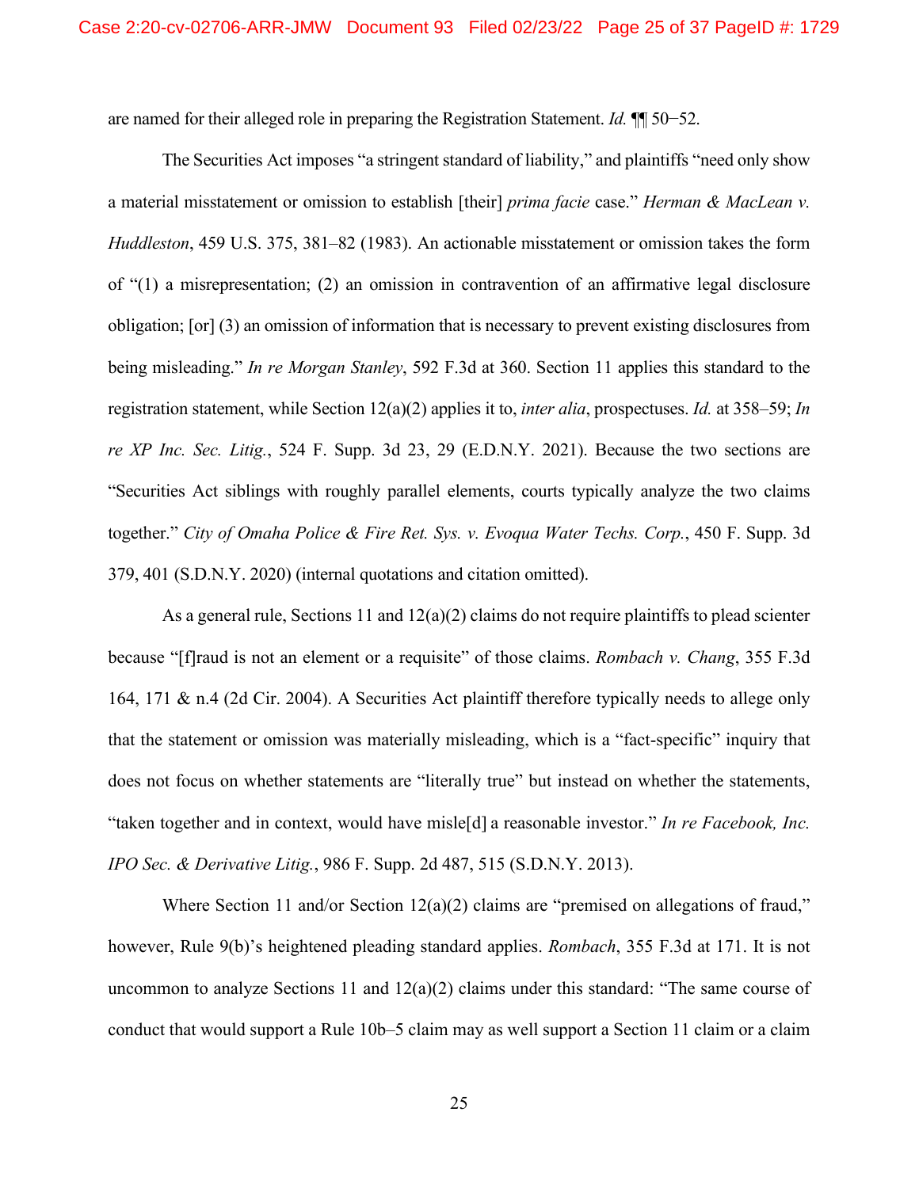are named for their alleged role in preparing the Registration Statement. *Id.* ¶¶ 50−52.

The Securities Act imposes "a stringent standard of liability," and plaintiffs "need only show a material misstatement or omission to establish [their] *prima facie* case." *Herman & MacLean v. Huddleston*, 459 U.S. 375, 381–82 (1983). An actionable misstatement or omission takes the form of "(1) a misrepresentation; (2) an omission in contravention of an affirmative legal disclosure obligation; [or] (3) an omission of information that is necessary to prevent existing disclosures from being misleading." *In re Morgan Stanley*, 592 F.3d at 360. Section 11 applies this standard to the registration statement, while Section 12(a)(2) applies it to, *inter alia*, prospectuses. *Id.* at 358–59; *In re XP Inc. Sec. Litig.*, 524 F. Supp. 3d 23, 29 (E.D.N.Y. 2021). Because the two sections are "Securities Act siblings with roughly parallel elements, courts typically analyze the two claims together." *City of Omaha Police & Fire Ret. Sys. v. Evoqua Water Techs. Corp.*, 450 F. Supp. 3d 379, 401 (S.D.N.Y. 2020) (internal quotations and citation omitted).

As a general rule, Sections 11 and 12(a)(2) claims do not require plaintiffs to plead scienter because "[f]raud is not an element or a requisite" of those claims. *Rombach v. Chang*, 355 F.3d 164, 171 & n.4 (2d Cir. 2004). A Securities Act plaintiff therefore typically needs to allege only that the statement or omission was materially misleading, which is a "fact-specific" inquiry that does not focus on whether statements are "literally true" but instead on whether the statements, "taken together and in context, would have misle[d] a reasonable investor." *In re Facebook, Inc. IPO Sec. & Derivative Litig.*, 986 F. Supp. 2d 487, 515 (S.D.N.Y. 2013).

Where Section 11 and/or Section 12(a)(2) claims are "premised on allegations of fraud," however, Rule 9(b)'s heightened pleading standard applies. *Rombach*, 355 F.3d at 171. It is not uncommon to analyze Sections 11 and 12(a)(2) claims under this standard: "The same course of conduct that would support a Rule 10b–5 claim may as well support a Section 11 claim or a claim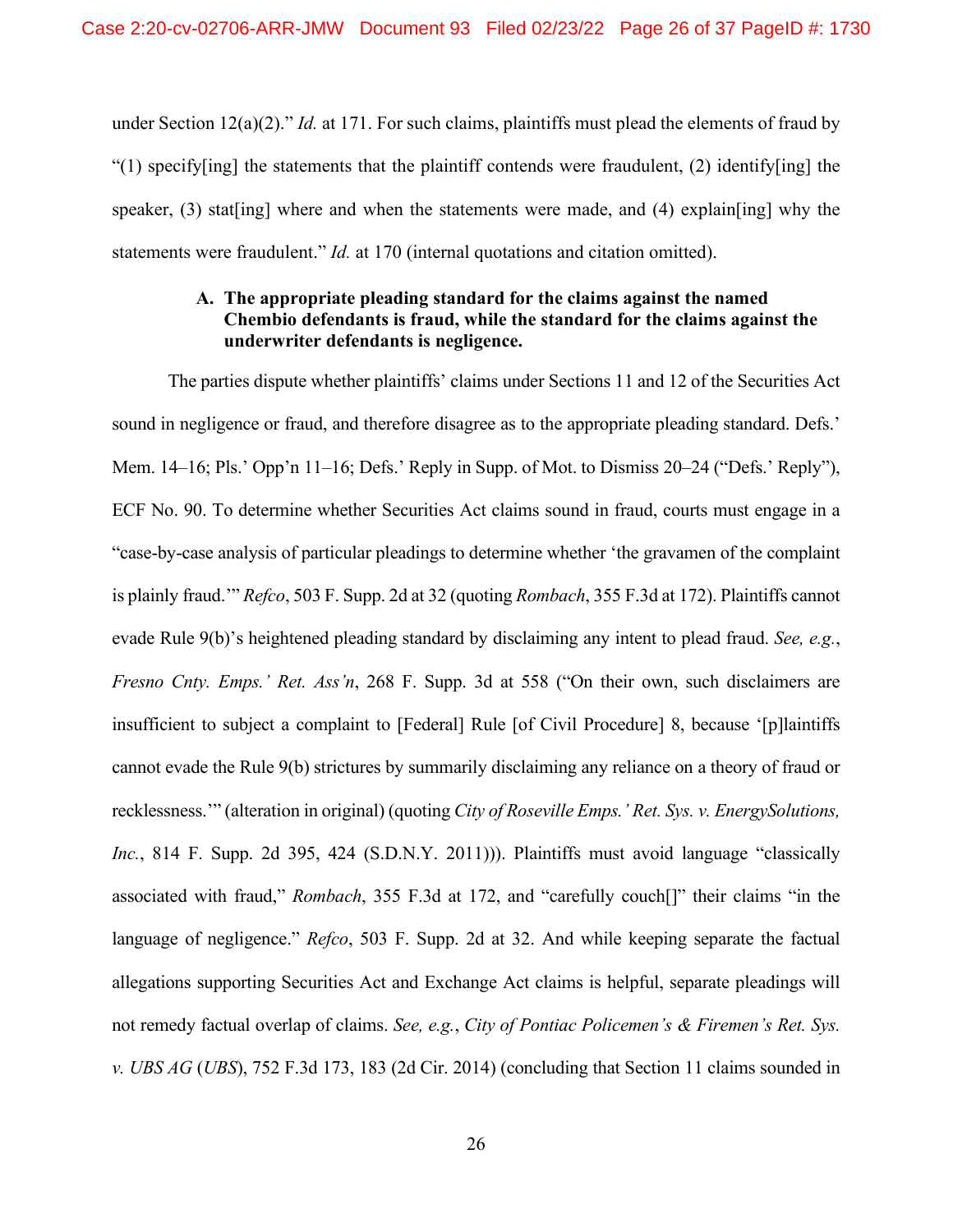under Section 12(a)(2)." *Id.* at 171. For such claims, plaintiffs must plead the elements of fraud by "(1) specify[ing] the statements that the plaintiff contends were fraudulent, (2) identify[ing] the speaker, (3) stat[ing] where and when the statements were made, and (4) explain[ing] why the statements were fraudulent." *Id.* at 170 (internal quotations and citation omitted).

### A. The appropriate pleading standard for the claims against the named Chembio defendants is fraud, while the standard for the claims against the underwriter defendants is negligence.

The parties dispute whether plaintiffs' claims under Sections 11 and 12 of the Securities Act sound in negligence or fraud, and therefore disagree as to the appropriate pleading standard. Defs.' Mem. 14–16; Pls.' Opp'n 11–16; Defs.' Reply in Supp. of Mot. to Dismiss 20–24 ("Defs.' Reply"), ECF No. 90. To determine whether Securities Act claims sound in fraud, courts must engage in a "case-by-case analysis of particular pleadings to determine whether 'the gravamen of the complaint is plainly fraud.'" *Refco*, 503 F. Supp. 2d at 32 (quoting *Rombach*, 355 F.3d at 172). Plaintiffs cannot evade Rule 9(b)'s heightened pleading standard by disclaiming any intent to plead fraud. *See, e.g.*, *Fresno Cnty. Emps.' Ret. Ass'n*, 268 F. Supp. 3d at 558 ("On their own, such disclaimers are insufficient to subject a complaint to [Federal] Rule [of Civil Procedure] 8, because '[p]laintiffs cannot evade the Rule 9(b) strictures by summarily disclaiming any reliance on a theory of fraud or recklessness.'" (alteration in original) (quoting *City of Roseville Emps.' Ret. Sys. v. EnergySolutions, Inc.*, 814 F. Supp. 2d 395, 424 (S.D.N.Y. 2011))). Plaintiffs must avoid language "classically associated with fraud," *Rombach*, 355 F.3d at 172, and "carefully couch[]" their claims "in the language of negligence." *Refco*, 503 F. Supp. 2d at 32. And while keeping separate the factual allegations supporting Securities Act and Exchange Act claims is helpful, separate pleadings will not remedy factual overlap of claims. *See, e.g.*, *City of Pontiac Policemen's & Firemen's Ret. Sys. v. UBS AG* (*UBS*), 752 F.3d 173, 183 (2d Cir. 2014) (concluding that Section 11 claims sounded in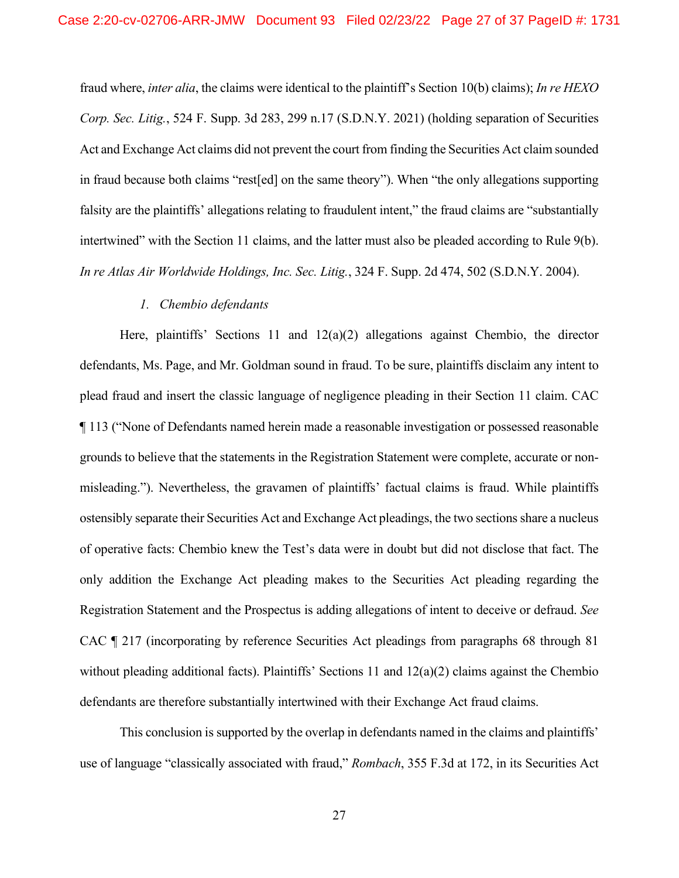fraud where, *inter alia*, the claims were identical to the plaintiff's Section 10(b) claims); *In re HEXO Corp. Sec. Litig.*, 524 F. Supp. 3d 283, 299 n.17 (S.D.N.Y. 2021) (holding separation of Securities Act and Exchange Act claims did not prevent the court from finding the Securities Act claim sounded in fraud because both claims "rest[ed] on the same theory"). When "the only allegations supporting falsity are the plaintiffs' allegations relating to fraudulent intent," the fraud claims are "substantially intertwined" with the Section 11 claims, and the latter must also be pleaded according to Rule 9(b). *In re Atlas Air Worldwide Holdings, Inc. Sec. Litig.*, 324 F. Supp. 2d 474, 502 (S.D.N.Y. 2004).

### 1. *Chembio defendants*

Here, plaintiffs' Sections 11 and 12(a)(2) allegations against Chembio, the director defendants, Ms. Page, and Mr. Goldman sound in fraud. To be sure, plaintiffs disclaim any intent to plead fraud and insert the classic language of negligence pleading in their Section 11 claim. CAC ¶ 113 ("None of Defendants named herein made a reasonable investigation or possessed reasonable grounds to believe that the statements in the Registration Statement were complete, accurate or non-misleading."). Nevertheless, the gravamen of plaintiffs' factual claims is fraud. While plaintiffs ostensibly separate their Securities Act and Exchange Act pleadings, the two sections share a nucleus of operative facts: Chembio knew the Test's data were in doubt but did not disclose that fact. The only addition the Exchange Act pleading makes to the Securities Act pleading regarding the Registration Statement and the Prospectus is adding allegations of intent to deceive or defraud. *See* CAC ¶ 217 (incorporating by reference Securities Act pleadings from paragraphs 68 through 81 without pleading additional facts). Plaintiffs' Sections 11 and 12(a)(2) claims against the Chembio defendants are therefore substantially intertwined with their Exchange Act fraud claims.

This conclusion is supported by the overlap in defendants named in the claims and plaintiffs' use of language "classically associated with fraud," *Rombach*, 355 F.3d at 172, in its Securities Act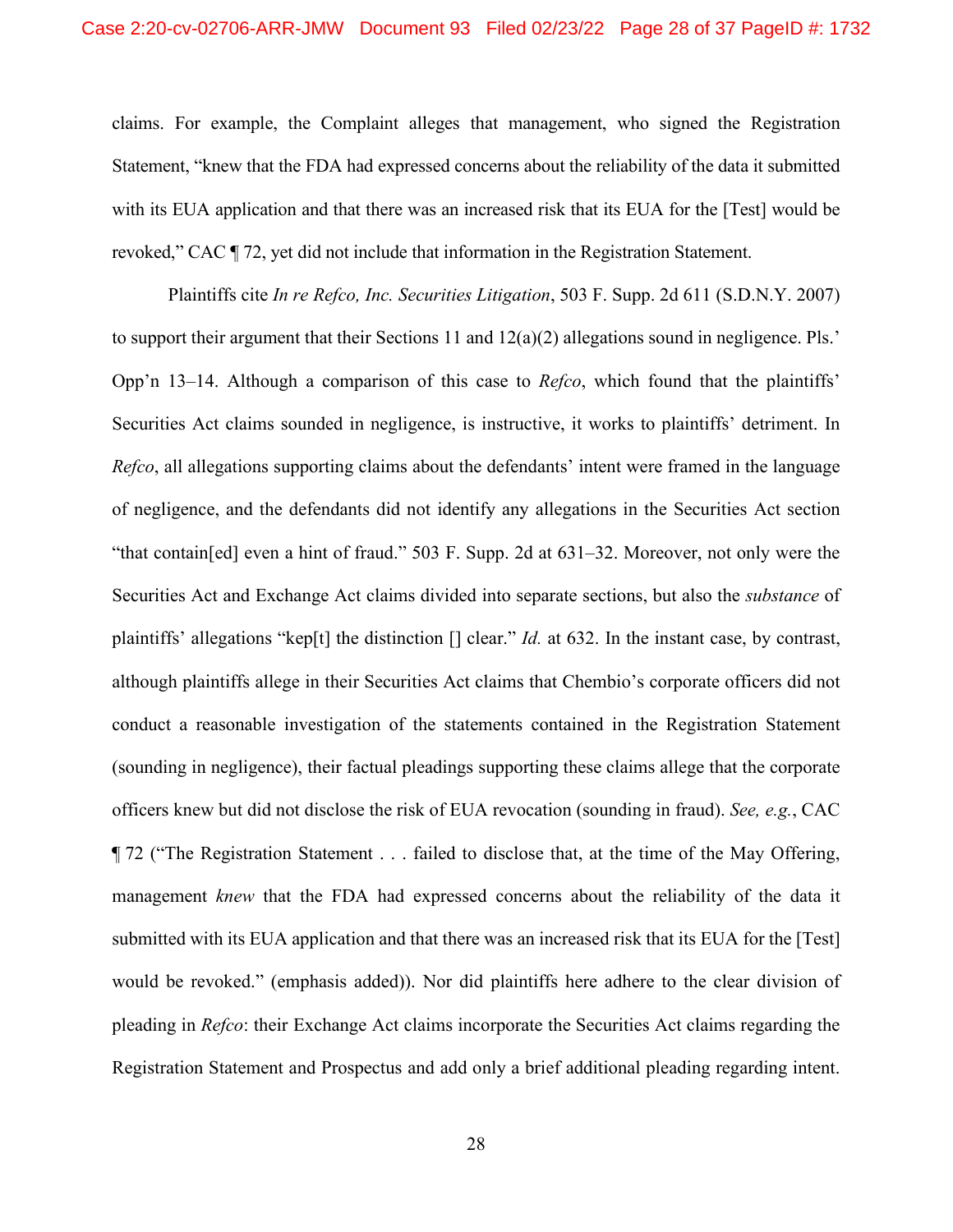claims. For example, the Complaint alleges that management, who signed the Registration Statement, "knew that the FDA had expressed concerns about the reliability of the data it submitted with its EUA application and that there was an increased risk that its EUA for the [Test] would be revoked," CAC ¶ 72, yet did not include that information in the Registration Statement.

Plaintiffs cite *In re Refco, Inc. Securities Litigation*, 503 F. Supp. 2d 611 (S.D.N.Y. 2007) to support their argument that their Sections 11 and 12(a)(2) allegations sound in negligence. Pls.' Opp'n 13–14. Although a comparison of this case to *Refco*, which found that the plaintiffs' Securities Act claims sounded in negligence, is instructive, it works to plaintiffs' detriment. In *Refco*, all allegations supporting claims about the defendants' intent were framed in the language of negligence, and the defendants did not identify any allegations in the Securities Act section "that contain[ed] even a hint of fraud." 503 F. Supp. 2d at 631–32. Moreover, not only were the Securities Act and Exchange Act claims divided into separate sections, but also the *substance* of plaintiffs' allegations "kep[t] the distinction [] clear." *Id.* at 632. In the instant case, by contrast, although plaintiffs allege in their Securities Act claims that Chembio's corporate officers did not conduct a reasonable investigation of the statements contained in the Registration Statement (sounding in negligence), their factual pleadings supporting these claims allege that the corporate officers knew but did not disclose the risk of EUA revocation (sounding in fraud). *See, e.g.*, CAC ¶ 72 ("The Registration Statement . . . failed to disclose that, at the time of the May Offering, management *knew* that the FDA had expressed concerns about the reliability of the data it submitted with its EUA application and that there was an increased risk that its EUA for the [Test] would be revoked." (emphasis added)). Nor did plaintiffs here adhere to the clear division of pleading in *Refco*: their Exchange Act claims incorporate the Securities Act claims regarding the Registration Statement and Prospectus and add only a brief additional pleading regarding intent.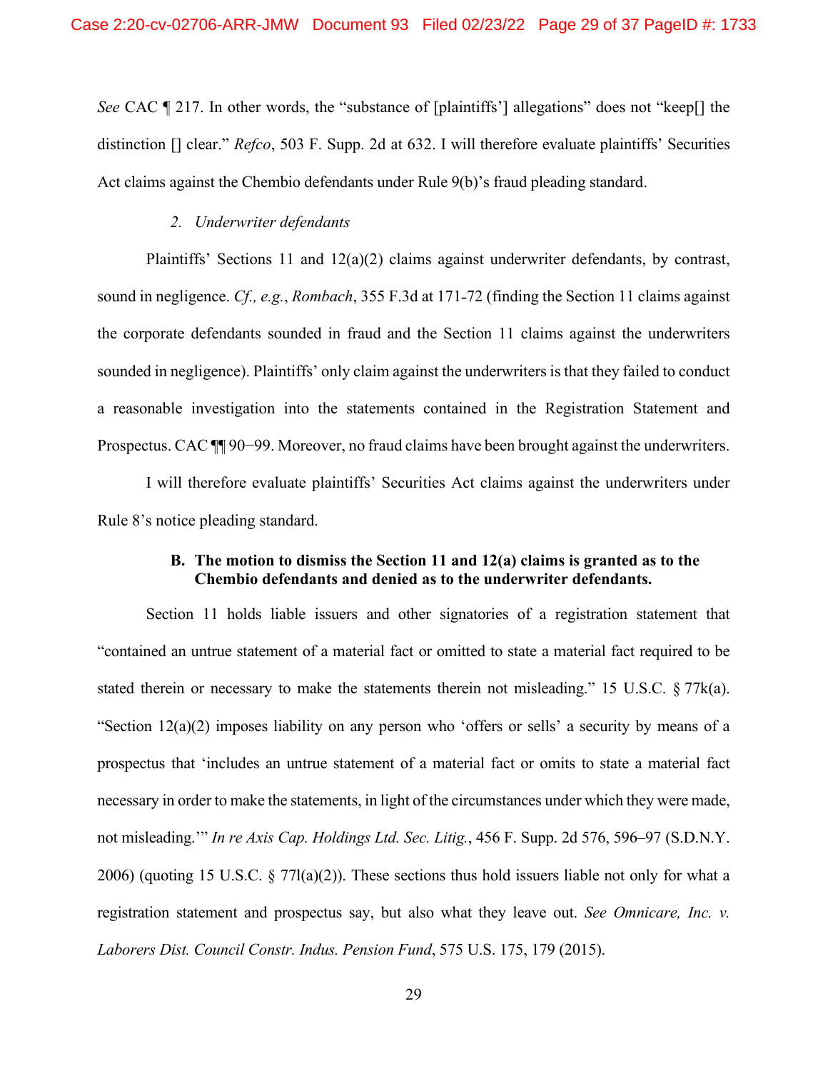*See* CAC ¶ 217. In other words, the "substance of [plaintiffs'] allegations" does not "keep[] the distinction [] clear." *Refco*, 503 F. Supp. 2d at 632. I will therefore evaluate plaintiffs' Securities Act claims against the Chembio defendants under Rule 9(b)'s fraud pleading standard.

*2. Underwriter defendants*

Plaintiffs' Sections 11 and 12(a)(2) claims against underwriter defendants, by contrast, sound in negligence. *Cf., e.g.*, *Rombach*, 355 F.3d at 171-72 (finding the Section 11 claims against the corporate defendants sounded in fraud and the Section 11 claims against the underwriters sounded in negligence). Plaintiffs' only claim against the underwriters is that they failed to conduct a reasonable investigation into the statements contained in the Registration Statement and Prospectus. CAC ¶¶ 90−99. Moreover, no fraud claims have been brought against the underwriters.

I will therefore evaluate plaintiffs' Securities Act claims against the underwriters under Rule 8's notice pleading standard.

**B. The motion to dismiss the Section 11 and 12(a) claims is granted as to the Chembio defendants and denied as to the underwriter defendants.**

Section 11 holds liable issuers and other signatories of a registration statement that "contained an untrue statement of a material fact or omitted to state a material fact required to be stated therein or necessary to make the statements therein not misleading." 15 U.S.C. § 77k(a). "Section 12(a)(2) imposes liability on any person who 'offers or sells' a security by means of a prospectus that 'includes an untrue statement of a material fact or omits to state a material fact necessary in order to make the statements, in light of the circumstances under which they were made, not misleading.'" *In re Axis Cap. Holdings Ltd. Sec. Litig.*, 456 F. Supp. 2d 576, 596–97 (S.D.N.Y. 2006) (quoting 15 U.S.C. § 77l(a)(2)). These sections thus hold issuers liable not only for what a registration statement and prospectus say, but also what they leave out. *See Omnicare, Inc. v. Laborers Dist. Council Constr. Indus. Pension Fund*, 575 U.S. 175, 179 (2015).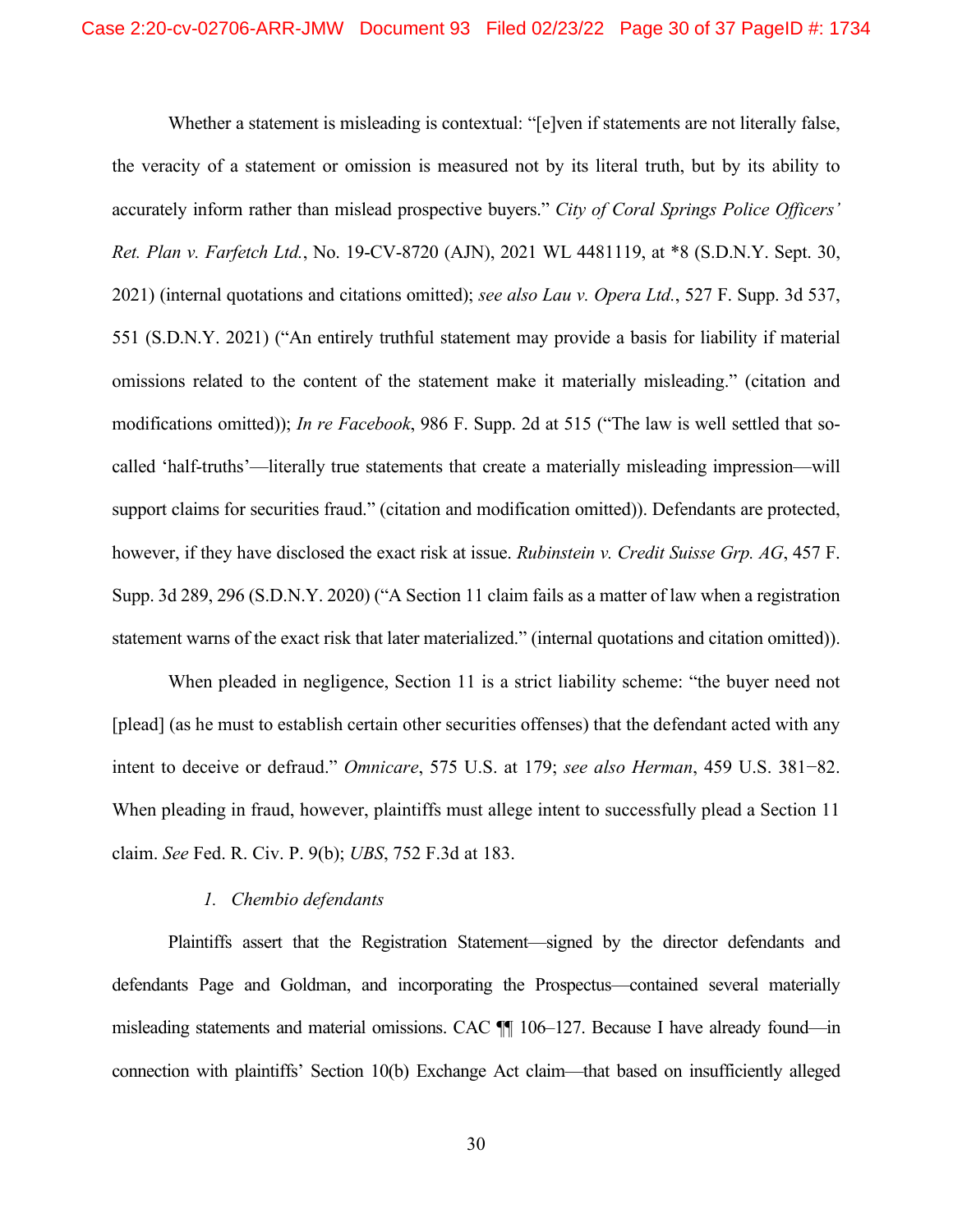Whether a statement is misleading is contextual: "[e]ven if statements are not literally false, the veracity of a statement or omission is measured not by its literal truth, but by its ability to accurately inform rather than mislead prospective buyers." *City of Coral Springs Police Officers' Ret. Plan v. Farfetch Ltd.*, No. 19-CV-8720 (AJN), 2021 WL 4481119, at *8 (S.D.N.Y. Sept. 30, 2021) (internal quotations and citations omitted); *see also Lau v. Opera Ltd.*, 527 F. Supp. 3d 537, 551 (S.D.N.Y. 2021) ("An entirely truthful statement may provide a basis for liability if material omissions related to the content of the statement make it materially misleading." (citation and modifications omitted)); *In re Facebook*, 986 F. Supp. 2d at 515 ("The law is well settled that so-called 'half-truths'—literally true statements that create a materially misleading impression—will support claims for securities fraud." (citation and modification omitted)). Defendants are protected, however, if they have disclosed the exact risk at issue. *Rubinstein v. Credit Suisse Grp. AG*, 457 F. Supp. 3d 289, 296 (S.D.N.Y. 2020) ("A Section 11 claim fails as a matter of law when a registration statement warns of the exact risk that later materialized." (internal quotations and citation omitted)).

When pleaded in negligence, Section 11 is a strict liability scheme: "the buyer need not [plead] (as he must to establish certain other securities offenses) that the defendant acted with any intent to deceive or defraud." *Omnicare*, 575 U.S. at 179; *see also Herman*, 459 U.S. 381−82. When pleading in fraud, however, plaintiffs must allege intent to successfully plead a Section 11 claim. *See* Fed. R. Civ. P. 9(b); *UBS*, 752 F.3d at 183.

### 1. *Chembio defendants*

Plaintiffs assert that the Registration Statement—signed by the director defendants and defendants Page and Goldman, and incorporating the Prospectus—contained several materially misleading statements and material omissions. CAC ¶¶ 106–127. Because I have already found—in connection with plaintiffs' Section 10(b) Exchange Act claim—that based on insufficiently alleged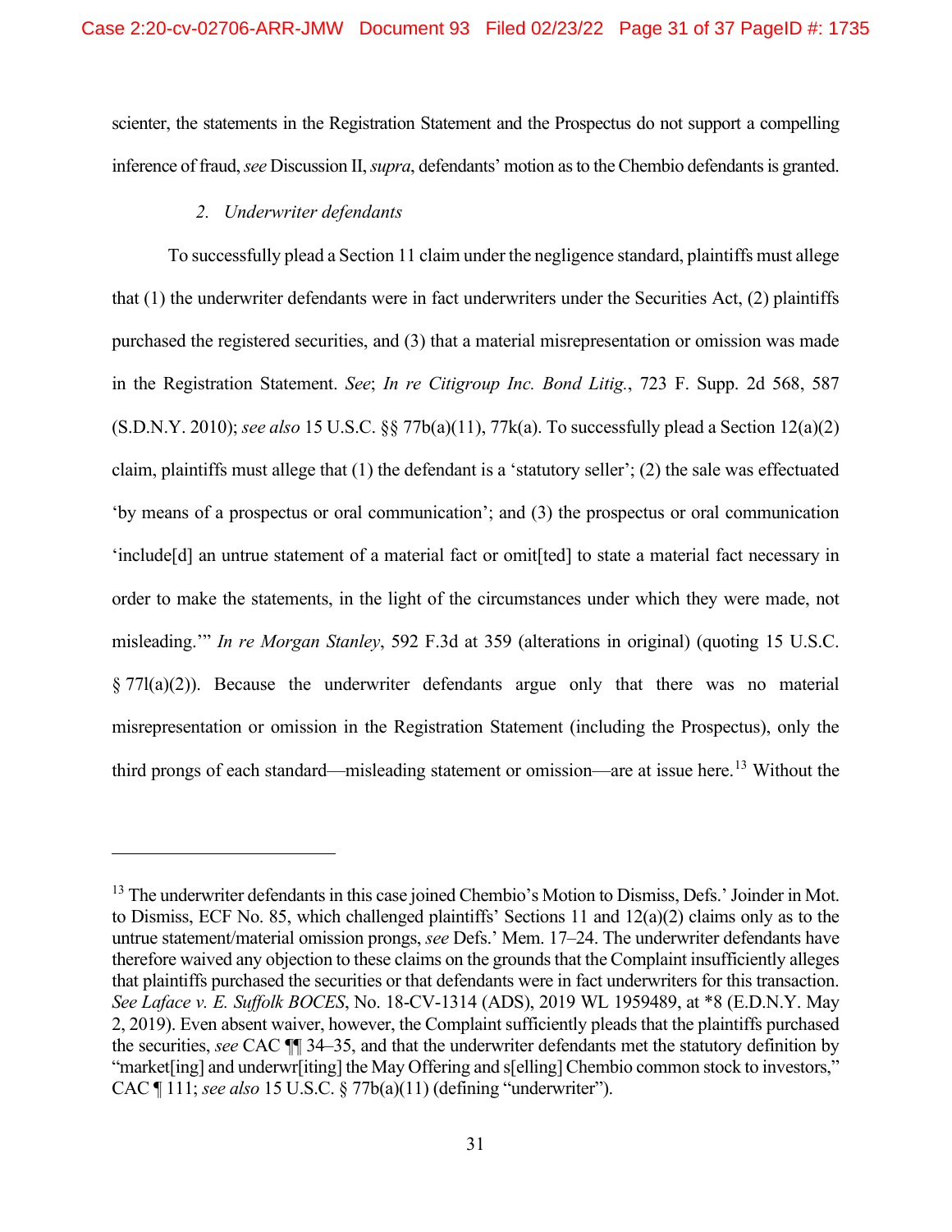scienter, the statements in the Registration Statement and the Prospectus do not support a compelling inference of fraud, *see* Discussion II, *supra*, defendants' motion as to the Chembio defendants is granted.

### 2. *Underwriter defendants*

To successfully plead a Section 11 claim under the negligence standard, plaintiffs must allege that (1) the underwriter defendants were in fact underwriters under the Securities Act, (2) plaintiffs purchased the registered securities, and (3) that a material misrepresentation or omission was made in the Registration Statement. *See*; *In re Citigroup Inc. Bond Litig.*, 723 F. Supp. 2d 568, 587 (S.D.N.Y. 2010); *see also* 15 U.S.C. §§ 77b(a)(11), 77k(a). To successfully plead a Section 12(a)(2) claim, plaintiffs must allege that (1) the defendant is a 'statutory seller'; (2) the sale was effectuated 'by means of a prospectus or oral communication'; and (3) the prospectus or oral communication 'include[d] an untrue statement of a material fact or omit[ted] to state a material fact necessary in order to make the statements, in the light of the circumstances under which they were made, not misleading.'" *In re Morgan Stanley*, 592 F.3d at 359 (alterations in original) (quoting 15 U.S.C. § 77l(a)(2)). Because the underwriter defendants argue only that there was no material misrepresentation or omission in the Registration Statement (including the Prospectus), only the third prongs of each standard—misleading statement or omission—are at issue here.[13] Without the

---

[13] The underwriter defendants in this case joined Chembio's Motion to Dismiss, Defs.' Joinder in Mot. to Dismiss, ECF No. 85, which challenged plaintiffs' Sections 11 and 12(a)(2) claims only as to the untrue statement/material omission prongs, *see* Defs.' Mem. 17–24. The underwriter defendants have therefore waived any objection to these claims on the grounds that the Complaint insufficiently alleges that plaintiffs purchased the securities or that defendants were in fact underwriters for this transaction. *See Laface v. E. Suffolk BOCES*, No. 18-CV-1314 (ADS), 2019 WL 1959489, at *8 (E.D.N.Y. May 2, 2019). Even absent waiver, however, the Complaint sufficiently pleads that the plaintiffs purchased the securities, *see* CAC ¶¶ 34–35, and that the underwriter defendants met the statutory definition by "market[ing] and underwr[iting] the May Offering and s[elling] Chembio common stock to investors," CAC ¶ 111; *see also* 15 U.S.C. § 77b(a)(11) (defining "underwriter").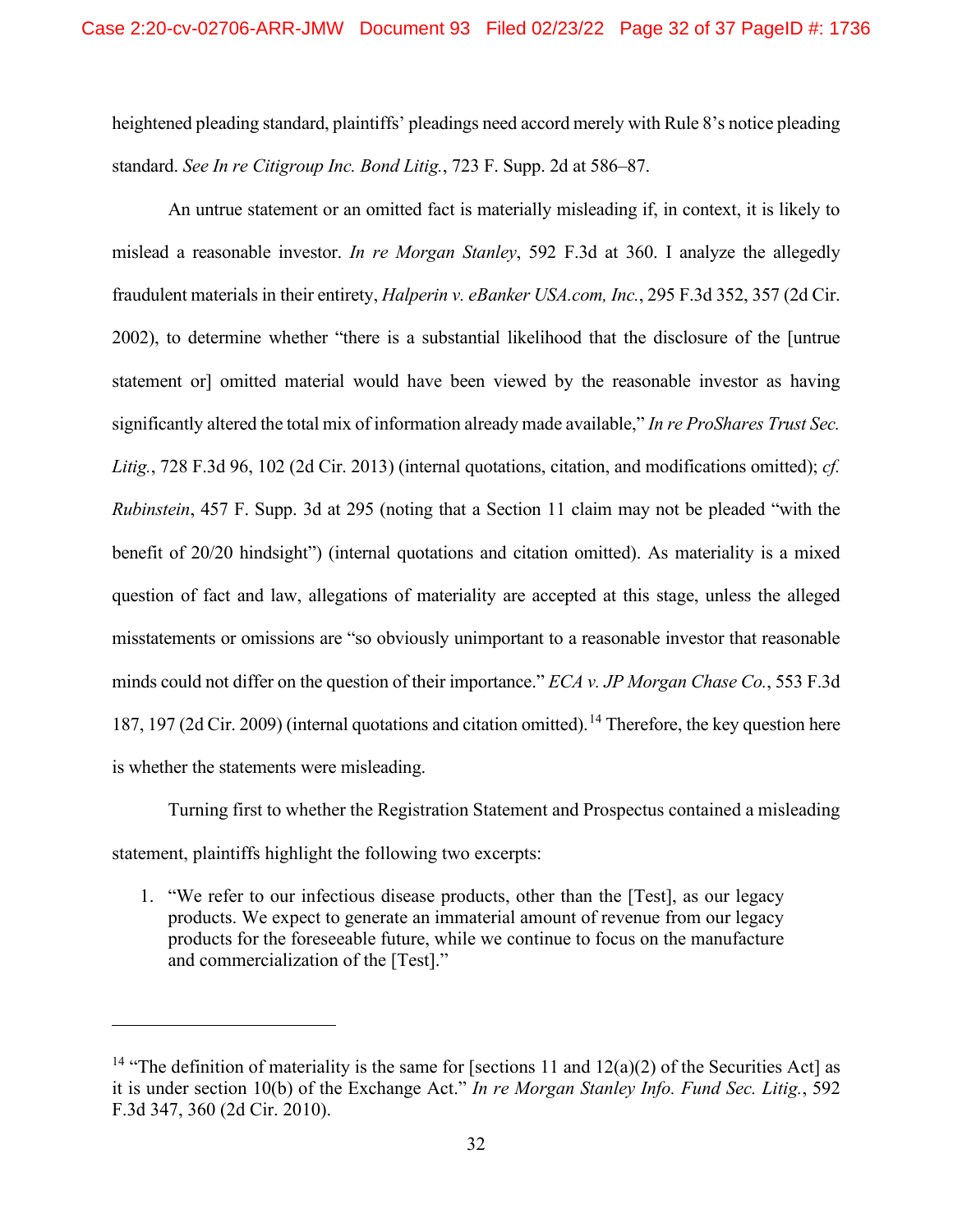heightened pleading standard, plaintiffs' pleadings need accord merely with Rule 8's notice pleading standard. *See In re Citigroup Inc. Bond Litig.*, 723 F. Supp. 2d at 586–87.

An untrue statement or an omitted fact is materially misleading if, in context, it is likely to mislead a reasonable investor. *In re Morgan Stanley*, 592 F.3d at 360. I analyze the allegedly fraudulent materials in their entirety, *Halperin v. eBanker USA.com, Inc.*, 295 F.3d 352, 357 (2d Cir. 2002), to determine whether "there is a substantial likelihood that the disclosure of the [untrue statement or] omitted material would have been viewed by the reasonable investor as having significantly altered the total mix of information already made available," *In re ProShares Trust Sec. Litig.*, 728 F.3d 96, 102 (2d Cir. 2013) (internal quotations, citation, and modifications omitted); *cf. Rubinstein*, 457 F. Supp. 3d at 295 (noting that a Section 11 claim may not be pleaded "with the benefit of 20/20 hindsight") (internal quotations and citation omitted). As materiality is a mixed question of fact and law, allegations of materiality are accepted at this stage, unless the alleged misstatements or omissions are "so obviously unimportant to a reasonable investor that reasonable minds could not differ on the question of their importance." *ECA v. JP Morgan Chase Co.*, 553 F.3d 187, 197 (2d Cir. 2009) (internal quotations and citation omitted).[14] Therefore, the key question here is whether the statements were misleading.

Turning first to whether the Registration Statement and Prospectus contained a misleading statement, plaintiffs highlight the following two excerpts:

1. "We refer to our infectious disease products, other than the [Test], as our legacy products. We expect to generate an immaterial amount of revenue from our legacy products for the foreseeable future, while we continue to focus on the manufacture and commercialization of the [Test]."

---

[14] "The definition of materiality is the same for [sections 11 and 12(a)(2) of the Securities Act] as it is under section 10(b) of the Exchange Act." *In re Morgan Stanley Info. Fund Sec. Litig.*, 592 F.3d 347, 360 (2d Cir. 2010).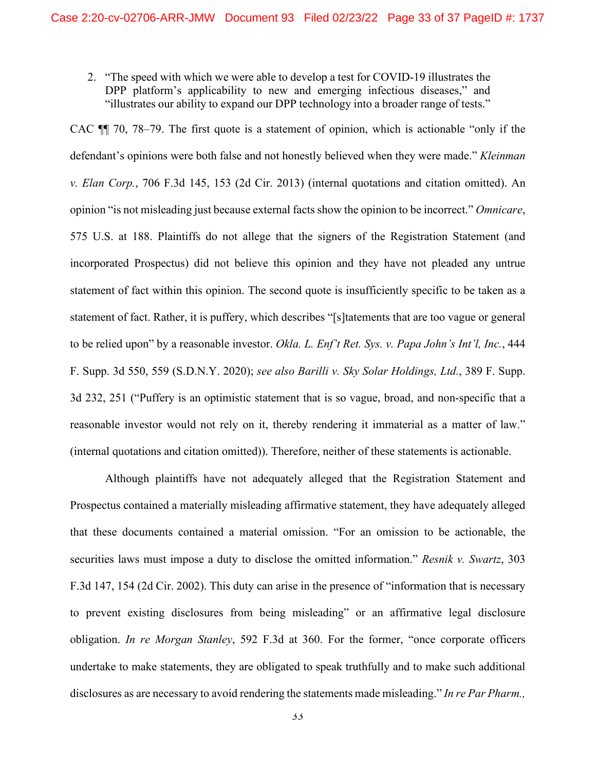2. "The speed with which we were able to develop a test for COVID-19 illustrates the DPP platform's applicability to new and emerging infectious diseases," and "illustrates our ability to expand our DPP technology into a broader range of tests."

CAC ¶¶ 70, 78–79. The first quote is a statement of opinion, which is actionable "only if the defendant's opinions were both false and not honestly believed when they were made." *Kleinman v. Elan Corp.*, 706 F.3d 145, 153 (2d Cir. 2013) (internal quotations and citation omitted). An opinion "is not misleading just because external facts show the opinion to be incorrect." *Omnicare*, 575 U.S. at 188. Plaintiffs do not allege that the signers of the Registration Statement (and incorporated Prospectus) did not believe this opinion and they have not pleaded any untrue statement of fact within this opinion. The second quote is insufficiently specific to be taken as a statement of fact. Rather, it is puffery, which describes "[s]tatements that are too vague or general to be relied upon" by a reasonable investor. *Okla. L. Enf't Ret. Sys. v. Papa John's Int'l, Inc.*, 444 F. Supp. 3d 550, 559 (S.D.N.Y. 2020); *see also Barilli v. Sky Solar Holdings, Ltd.*, 389 F. Supp. 3d 232, 251 ("Puffery is an optimistic statement that is so vague, broad, and non-specific that a reasonable investor would not rely on it, thereby rendering it immaterial as a matter of law." (internal quotations and citation omitted)). Therefore, neither of these statements is actionable.

Although plaintiffs have not adequately alleged that the Registration Statement and Prospectus contained a materially misleading affirmative statement, they have adequately alleged that these documents contained a material omission. "For an omission to be actionable, the securities laws must impose a duty to disclose the omitted information." *Resnik v. Swartz*, 303 F.3d 147, 154 (2d Cir. 2002). This duty can arise in the presence of "information that is necessary to prevent existing disclosures from being misleading" or an affirmative legal disclosure obligation. *In re Morgan Stanley*, 592 F.3d at 360. For the former, "once corporate officers undertake to make statements, they are obligated to speak truthfully and to make such additional disclosures as are necessary to avoid rendering the statements made misleading." *In re Par Pharm.,*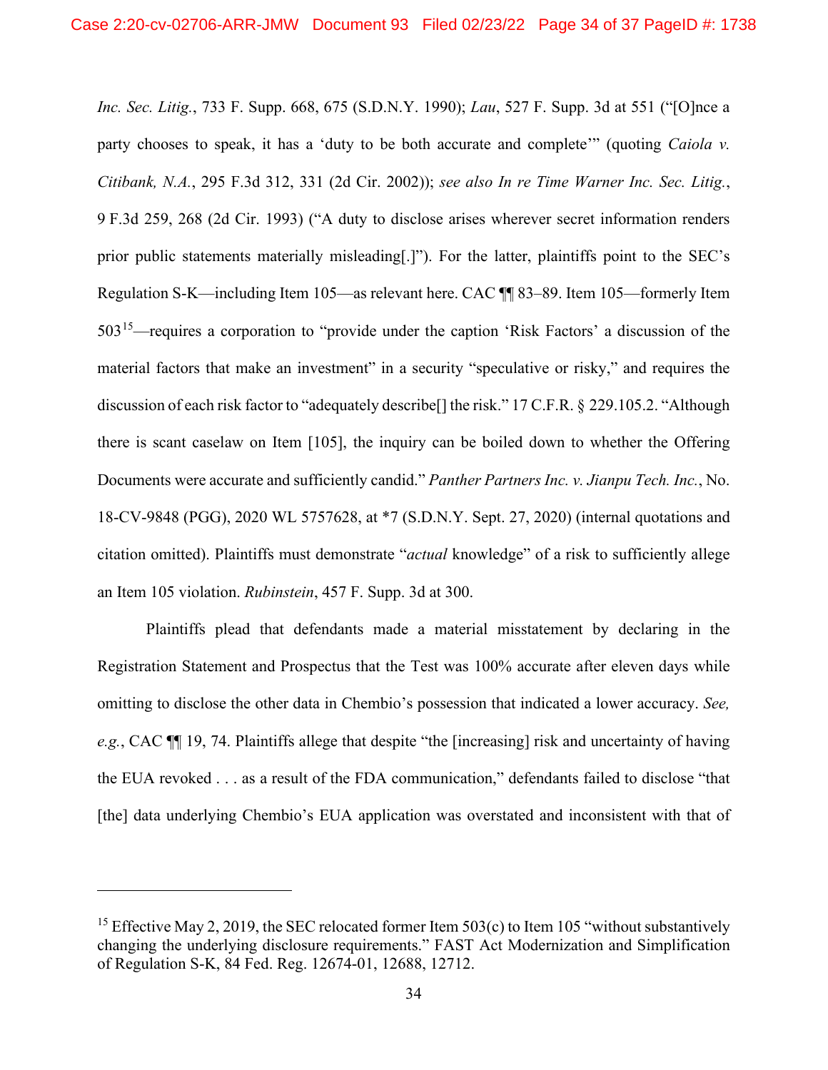*Inc. Sec. Litig.*, 733 F. Supp. 668, 675 (S.D.N.Y. 1990); *Lau*, 527 F. Supp. 3d at 551 ("[O]nce a party chooses to speak, it has a 'duty to be both accurate and complete'" (quoting *Caiola v. Citibank, N.A.*, 295 F.3d 312, 331 (2d Cir. 2002)); *see also In re Time Warner Inc. Sec. Litig.*, 9 F.3d 259, 268 (2d Cir. 1993) ("A duty to disclose arises wherever secret information renders prior public statements materially misleading[.]"). For the latter, plaintiffs point to the SEC's Regulation S-K—including Item 105—as relevant here. CAC ¶¶ 83–89. Item 105—formerly Item 503[15]—requires a corporation to "provide under the caption 'Risk Factors' a discussion of the material factors that make an investment" in a security "speculative or risky," and requires the discussion of each risk factor to "adequately describe[] the risk." 17 C.F.R. § 229.105.2. "Although there is scant caselaw on Item [105], the inquiry can be boiled down to whether the Offering Documents were accurate and sufficiently candid." *Panther Partners Inc. v. Jianpu Tech. Inc.*, No. 18-CV-9848 (PGG), 2020 WL 5757628, at *7 (S.D.N.Y. Sept. 27, 2020) (internal quotations and citation omitted). Plaintiffs must demonstrate "*actual* knowledge" of a risk to sufficiently allege an Item 105 violation. *Rubinstein*, 457 F. Supp. 3d at 300.

Plaintiffs plead that defendants made a material misstatement by declaring in the Registration Statement and Prospectus that the Test was 100% accurate after eleven days while omitting to disclose the other data in Chembio's possession that indicated a lower accuracy. *See, e.g.*, CAC ¶¶ 19, 74. Plaintiffs allege that despite "the [increasing] risk and uncertainty of having the EUA revoked . . . as a result of the FDA communication," defendants failed to disclose "that [the] data underlying Chembio's EUA application was overstated and inconsistent with that of

---

[15] Effective May 2, 2019, the SEC relocated former Item 503(c) to Item 105 "without substantively changing the underlying disclosure requirements." FAST Act Modernization and Simplification of Regulation S-K, 84 Fed. Reg. 12674-01, 12688, 12712.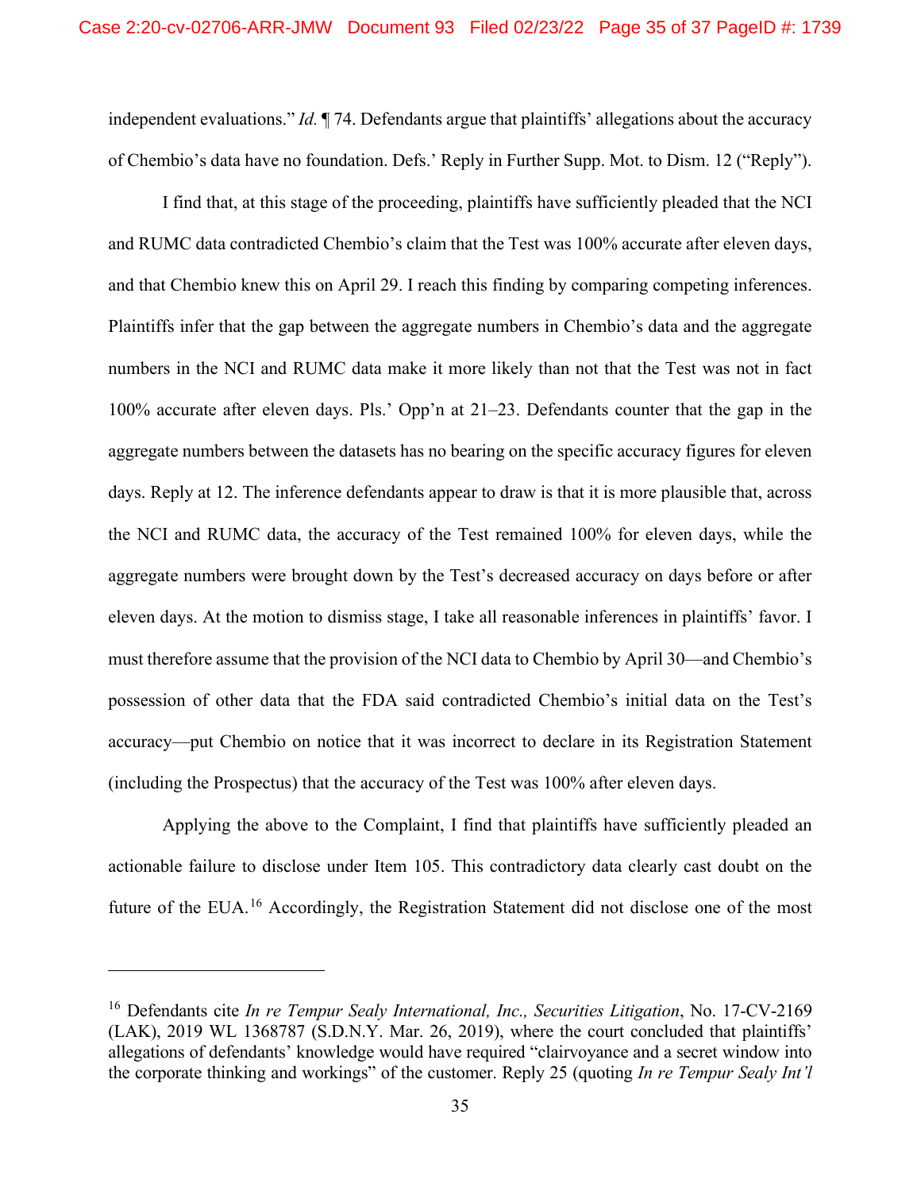independent evaluations." *Id.* ¶ 74. Defendants argue that plaintiffs' allegations about the accuracy of Chembio's data have no foundation. Defs.' Reply in Further Supp. Mot. to Dism. 12 ("Reply").

I find that, at this stage of the proceeding, plaintiffs have sufficiently pleaded that the NCI and RUMC data contradicted Chembio's claim that the Test was 100% accurate after eleven days, and that Chembio knew this on April 29. I reach this finding by comparing competing inferences. Plaintiffs infer that the gap between the aggregate numbers in Chembio's data and the aggregate numbers in the NCI and RUMC data make it more likely than not that the Test was not in fact 100% accurate after eleven days. Pls.' Opp'n at 21–23. Defendants counter that the gap in the aggregate numbers between the datasets has no bearing on the specific accuracy figures for eleven days. Reply at 12. The inference defendants appear to draw is that it is more plausible that, across the NCI and RUMC data, the accuracy of the Test remained 100% for eleven days, while the aggregate numbers were brought down by the Test's decreased accuracy on days before or after eleven days. At the motion to dismiss stage, I take all reasonable inferences in plaintiffs' favor. I must therefore assume that the provision of the NCI data to Chembio by April 30—and Chembio's possession of other data that the FDA said contradicted Chembio's initial data on the Test's accuracy—put Chembio on notice that it was incorrect to declare in its Registration Statement (including the Prospectus) that the accuracy of the Test was 100% after eleven days.

Applying the above to the Complaint, I find that plaintiffs have sufficiently pleaded an actionable failure to disclose under Item 105. This contradictory data clearly cast doubt on the future of the EUA.[16] Accordingly, the Registration Statement did not disclose one of the most

---

[16] Defendants cite *In re Tempur Sealy International, Inc., Securities Litigation*, No. 17-CV-2169 (LAK), 2019 WL 1368787 (S.D.N.Y. Mar. 26, 2019), where the court concluded that plaintiffs' allegations of defendants' knowledge would have required "clairvoyance and a secret window into the corporate thinking and workings" of the customer. Reply 25 (quoting *In re Tempur Sealy Int'l*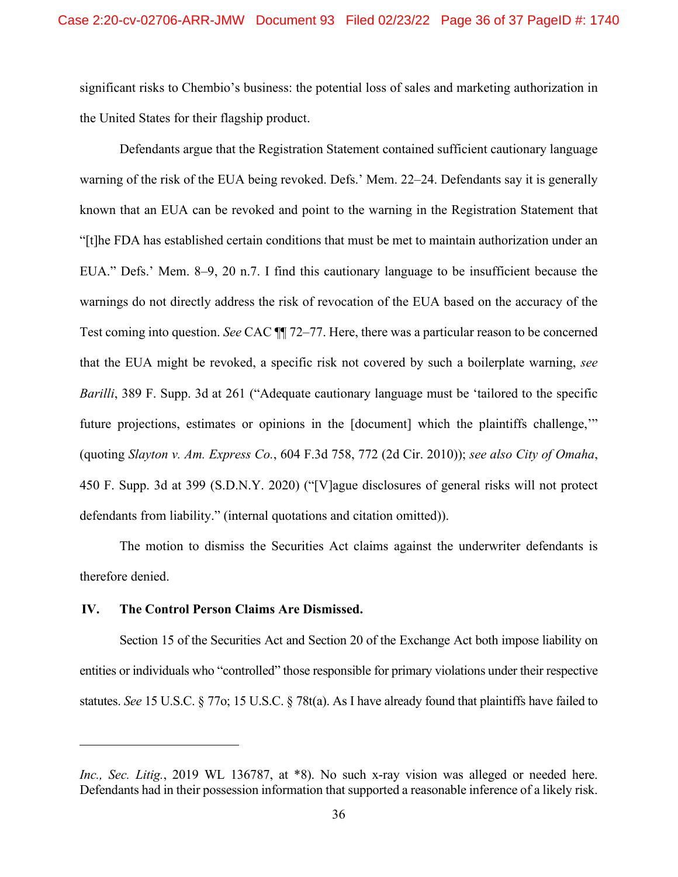significant risks to Chembio's business: the potential loss of sales and marketing authorization in the United States for their flagship product.

Defendants argue that the Registration Statement contained sufficient cautionary language warning of the risk of the EUA being revoked. Defs.' Mem. 22–24. Defendants say it is generally known that an EUA can be revoked and point to the warning in the Registration Statement that "[t]he FDA has established certain conditions that must be met to maintain authorization under an EUA." Defs.' Mem. 8–9, 20 n.7. I find this cautionary language to be insufficient because the warnings do not directly address the risk of revocation of the EUA based on the accuracy of the Test coming into question. *See* CAC ¶¶ 72–77. Here, there was a particular reason to be concerned that the EUA might be revoked, a specific risk not covered by such a boilerplate warning, *see Barilli*, 389 F. Supp. 3d at 261 ("Adequate cautionary language must be 'tailored to the specific future projections, estimates or opinions in the [document] which the plaintiffs challenge,'" (quoting *Slayton v. Am. Express Co.*, 604 F.3d 758, 772 (2d Cir. 2010)); *see also City of Omaha*, 450 F. Supp. 3d at 399 (S.D.N.Y. 2020) ("[V]ague disclosures of general risks will not protect defendants from liability." (internal quotations and citation omitted)).

The motion to dismiss the Securities Act claims against the underwriter defendants is therefore denied.

## IV. The Control Person Claims Are Dismissed.

Section 15 of the Securities Act and Section 20 of the Exchange Act both impose liability on entities or individuals who "controlled" those responsible for primary violations under their respective statutes. *See* 15 U.S.C. § 77o; 15 U.S.C. § 78t(a). As I have already found that plaintiffs have failed to

---

*Inc., Sec. Litig.*, 2019 WL 136787, at *8). No such x-ray vision was alleged or needed here. Defendants had in their possession information that supported a reasonable inference of a likely risk.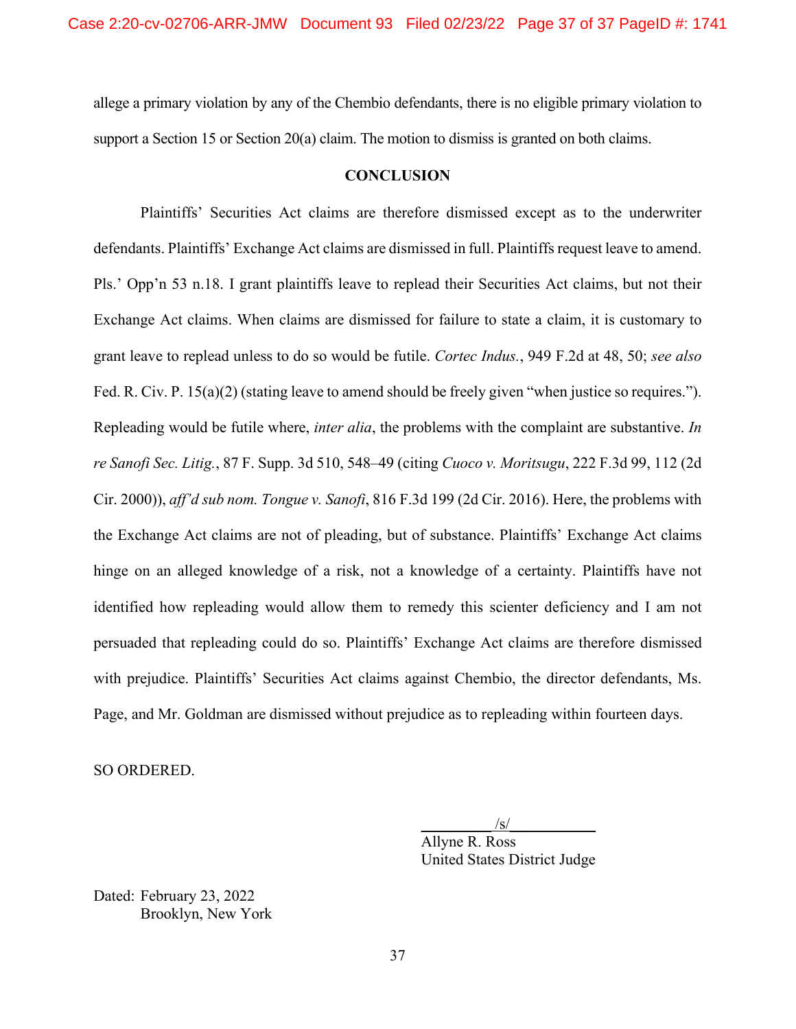allege a primary violation by any of the Chembio defendants, there is no eligible primary violation to support a Section 15 or Section 20(a) claim. The motion to dismiss is granted on both claims.

## CONCLUSION

Plaintiffs' Securities Act claims are therefore dismissed except as to the underwriter defendants. Plaintiffs' Exchange Act claims are dismissed in full. Plaintiffs request leave to amend. Pls.' Opp'n 53 n.18. I grant plaintiffs leave to replead their Securities Act claims, but not their Exchange Act claims. When claims are dismissed for failure to state a claim, it is customary to grant leave to replead unless to do so would be futile. *Cortec Indus.*, 949 F.2d at 48, 50; *see also* Fed. R. Civ. P. 15(a)(2) (stating leave to amend should be freely given "when justice so requires."). Repleading would be futile where, *inter alia*, the problems with the complaint are substantive. *In re Sanofi Sec. Litig.*, 87 F. Supp. 3d 510, 548–49 (citing *Cuoco v. Moritsugu*, 222 F.3d 99, 112 (2d Cir. 2000)), *aff'd sub nom. Tongue v. Sanofi*, 816 F.3d 199 (2d Cir. 2016). Here, the problems with the Exchange Act claims are not of pleading, but of substance. Plaintiffs' Exchange Act claims hinge on an alleged knowledge of a risk, not a knowledge of a certainty. Plaintiffs have not identified how repleading would allow them to remedy this scienter deficiency and I am not persuaded that repleading could do so. Plaintiffs' Exchange Act claims are therefore dismissed with prejudice. Plaintiffs' Securities Act claims against Chembio, the director defendants, Ms. Page, and Mr. Goldman are dismissed without prejudice as to repleading within fourteen days.

SO ORDERED.

/s/
Allyne R. Ross
United States District Judge

Dated: February 23, 2022
Brooklyn, New York